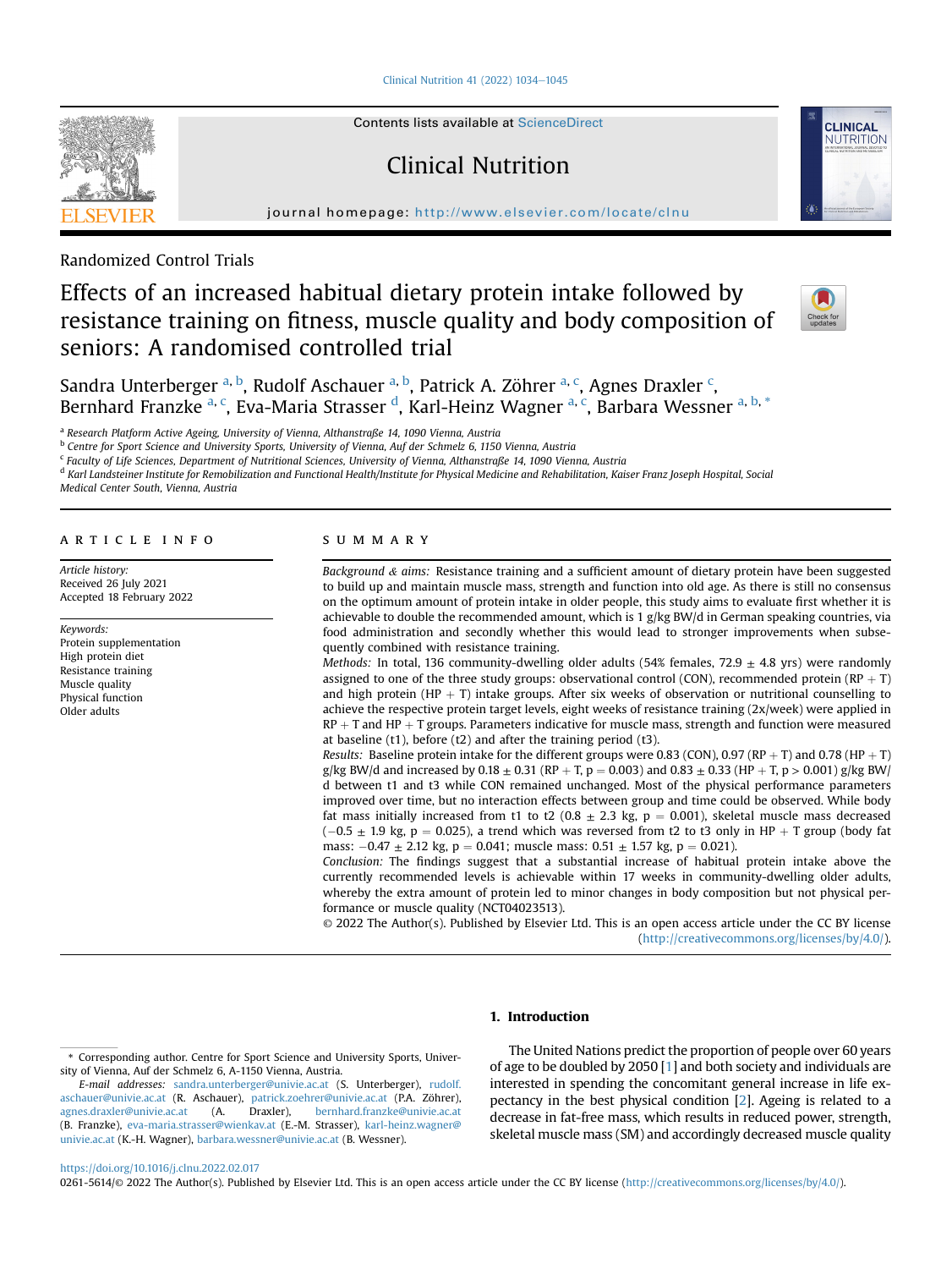Randomized Control Trials

# Effects of an increased habitual dietary protein intake followed by resistance training on fitness, muscle quality and body composition of seniors: A randomised controlled trial

Sandra Unterberger [a, b], Rudolf Aschauer [a, b], Patrick A. Zöhrer [a, c], Agnes Draxler [c], Bernhard Franzke [a, c], Eva-Maria Strasser [d], Karl-Heinz Wagner [a, c], Barbara Wessner [a, b, *]

[a] Research Platform Active Ageing, University of Vienna, Althanstraße 14, 1090 Vienna, Austria
[b] Centre for Sport Science and University Sports, University of Vienna, Auf der Schmelz 6, 1150 Vienna, Austria
[c] Faculty of Life Sciences, Department of Nutritional Sciences, University of Vienna, Althanstraße 14, 1090 Vienna, Austria
[d] Karl Landsteiner Institute for Remobilization and Functional Health/Institute for Physical Medicine and Rehabilitation, Kaiser Franz Joseph Hospital, Social Medical Center South, Vienna, Austria

## ARTICLE INFO

*Article history:*
Received 26 July 2021
Accepted 18 February 2022

*Keywords:*
Protein supplementation
High protein diet
Resistance training
Muscle quality
Physical function
Older adults

## SUMMARY

*Background & aims:* Resistance training and a sufficient amount of dietary protein have been suggested to build up and maintain muscle mass, strength and function into old age. As there is still no consensus on the optimum amount of protein intake in older people, this study aims to evaluate first whether it is achievable to double the recommended amount, which is 1 g/kg BW/d in German speaking countries, via food administration and secondly whether this would lead to stronger improvements when subsequently combined with resistance training.

*Methods:* In total, 136 community-dwelling older adults (54% females, 72.9 ± 4.8 yrs) were randomly assigned to one of the three study groups: observational control (CON), recommended protein (RP + T) and high protein (HP + T) intake groups. After six weeks of observation or nutritional counselling to achieve the respective protein target levels, eight weeks of resistance training (2x/week) were applied in RP + T and HP + T groups. Parameters indicative for muscle mass, strength and function were measured at baseline (t1), before (t2) and after the training period (t3).

*Results:* Baseline protein intake for the different groups were 0.83 (CON), 0.97 (RP + T) and 0.78 (HP + T) g/kg BW/d and increased by 0.18 ± 0.31 (RP + T, $p = 0.003$) and 0.83 ± 0.33 (HP + T, $p > 0.001$) g/kg BW/d between t1 and t3 while CON remained unchanged. Most of the physical performance parameters improved over time, but no interaction effects between group and time could be observed. While body fat mass initially increased from t1 to t2 (0.8 ± 2.3 kg, $p = 0.001$), skeletal muscle mass decreased (−0.5 ± 1.9 kg, $p = 0.025$), a trend which was reversed from t2 to t3 only in HP + T group (body fat mass: −0.47 ± 2.12 kg, $p = 0.041$; muscle mass: 0.51 ± 1.57 kg, $p = 0.021$).

*Conclusion:* The findings suggest that a substantial increase of habitual protein intake above the currently recommended levels is achievable within 17 weeks in community-dwelling older adults, whereby the extra amount of protein led to minor changes in body composition but not physical performance or muscle quality (NCT04023513).

© 2022 The Author(s). Published by Elsevier Ltd. This is an open access article under the CC BY license (http://creativecommons.org/licenses/by/4.0/).

## 1. Introduction

The United Nations predict the proportion of people over 60 years of age to be doubled by 2050 [1] and both society and individuals are interested in spending the concomitant general increase in life expectancy in the best physical condition [2]. Ageing is related to a decrease in fat-free mass, which results in reduced power, strength, skeletal muscle mass (SM) and accordingly decreased muscle quality

* Corresponding author. Centre for Sport Science and University Sports, University of Vienna, Auf der Schmelz 6, A-1150 Vienna, Austria.

*E-mail addresses:* sandra.unterberger@univie.ac.at (S. Unterberger), rudolf.aschauer@univie.ac.at (R. Aschauer), patrick.zoehrer@univie.ac.at (P.A. Zöhrer), agnes.draxler@univie.ac.at (A. Draxler), bernhard.franzke@univie.ac.at (B. Franzke), eva-maria.strasser@wienkav.at (E.-M. Strasser), karl-heinz.wagner@univie.ac.at (K.-H. Wagner), barbara.wessner@univie.ac.at (B. Wessner).

https://doi.org/10.1016/j.clnu.2022.02.017
0261-5614/© 2022 The Author(s). Published by Elsevier Ltd. This is an open access article under the CC BY license (http://creativecommons.org/licenses/by/4.0/).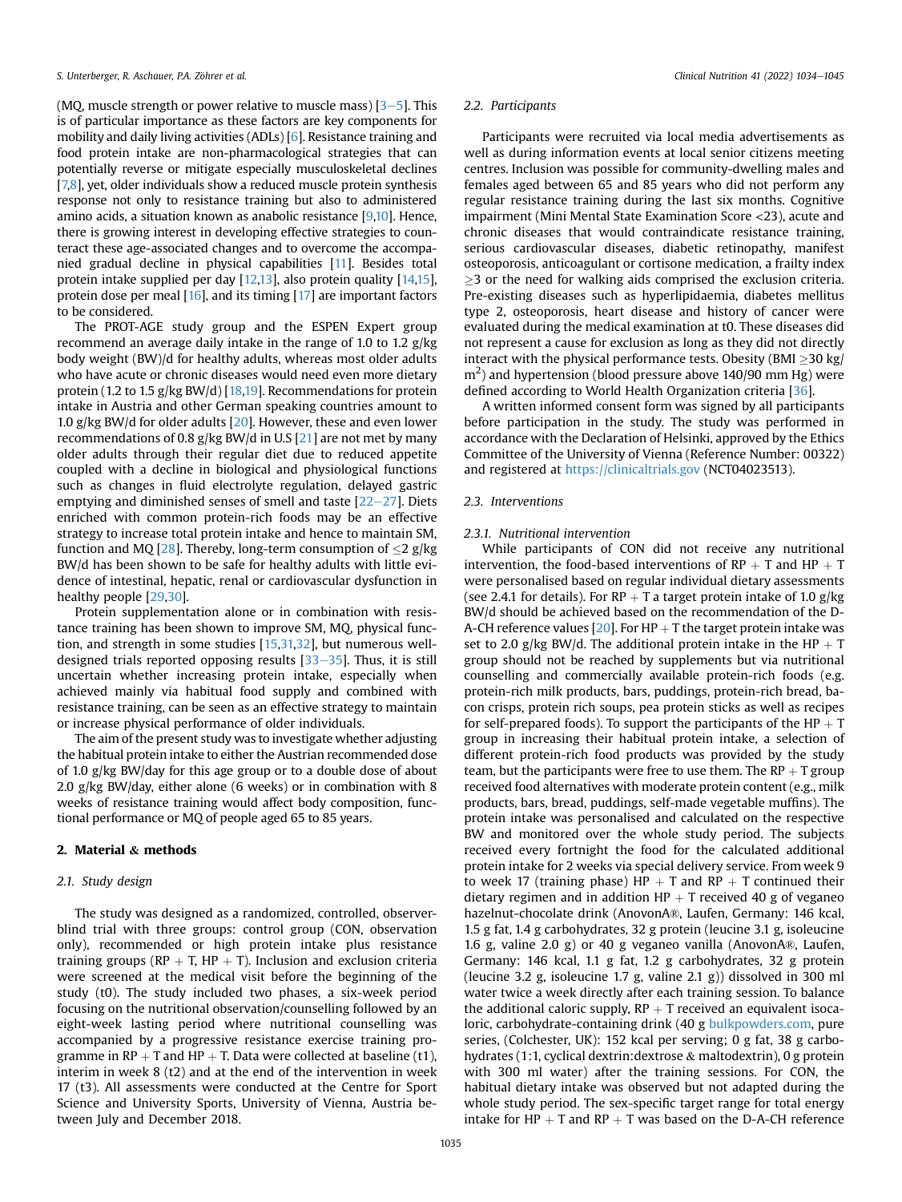(MQ, muscle strength or power relative to muscle mass) [3–5]. This is of particular importance as these factors are key components for mobility and daily living activities (ADLs) [6]. Resistance training and food protein intake are non-pharmacological strategies that can potentially reverse or mitigate especially musculoskeletal declines [7,8], yet, older individuals show a reduced muscle protein synthesis response not only to resistance training but also to administered amino acids, a situation known as anabolic resistance [9,10]. Hence, there is growing interest in developing effective strategies to counteract these age-associated changes and to overcome the accompanied gradual decline in physical capabilities [11]. Besides total protein intake supplied per day [12,13], also protein quality [14,15], protein dose per meal [16], and its timing [17] are important factors to be considered.

The PROT-AGE study group and the ESPEN Expert group recommend an average daily intake in the range of 1.0 to 1.2 g/kg body weight (BW)/d for healthy adults, whereas most older adults who have acute or chronic diseases would need even more dietary protein (1.2 to 1.5 g/kg BW/d) [18,19]. Recommendations for protein intake in Austria and other German speaking countries amount to 1.0 g/kg BW/d for older adults [20]. However, these and even lower recommendations of 0.8 g/kg BW/d in U.S [21] are not met by many older adults through their regular diet due to reduced appetite coupled with a decline in biological and physiological functions such as changes in fluid electrolyte regulation, delayed gastric emptying and diminished senses of smell and taste [22–27]. Diets enriched with common protein-rich foods may be an effective strategy to increase total protein intake and hence to maintain SM, function and MQ [28]. Thereby, long-term consumption of ≤2 g/kg BW/d has been shown to be safe for healthy adults with little evidence of intestinal, hepatic, renal or cardiovascular dysfunction in healthy people [29,30].

Protein supplementation alone or in combination with resistance training has been shown to improve SM, MQ, physical function, and strength in some studies [15,31,32], but numerous well-designed trials reported opposing results [33–35]. Thus, it is still uncertain whether increasing protein intake, especially when achieved mainly via habitual food supply and combined with resistance training, can be seen as an effective strategy to maintain or increase physical performance of older individuals.

The aim of the present study was to investigate whether adjusting the habitual protein intake to either the Austrian recommended dose of 1.0 g/kg BW/day for this age group or to a double dose of about 2.0 g/kg BW/day, either alone (6 weeks) or in combination with 8 weeks of resistance training would affect body composition, functional performance or MQ of people aged 65 to 85 years.

## 2. Material & methods

### 2.1. Study design

The study was designed as a randomized, controlled, observer-blind trial with three groups: control group (CON, observation only), recommended or high protein intake plus resistance training groups (RP + T, HP + T). Inclusion and exclusion criteria were screened at the medical visit before the beginning of the study (t0). The study included two phases, a six-week period focusing on the nutritional observation/counselling followed by an eight-week lasting period where nutritional counselling was accompanied by a progressive resistance exercise training programme in RP + T and HP + T. Data were collected at baseline (t1), interim in week 8 (t2) and at the end of the intervention in week 17 (t3). All assessments were conducted at the Centre for Sport Science and University Sports, University of Vienna, Austria between July and December 2018.

### 2.2. Participants

Participants were recruited via local media advertisements as well as during information events at local senior citizens meeting centres. Inclusion was possible for community-dwelling males and females aged between 65 and 85 years who did not perform any regular resistance training during the last six months. Cognitive impairment (Mini Mental State Examination Score <23), acute and chronic diseases that would contraindicate resistance training, serious cardiovascular diseases, diabetic retinopathy, manifest osteoporosis, anticoagulant or cortisone medication, a frailty index ≥3 or the need for walking aids comprised the exclusion criteria. Pre-existing diseases such as hyperlipidaemia, diabetes mellitus type 2, osteoporosis, heart disease and history of cancer were evaluated during the medical examination at t0. These diseases did not represent a cause for exclusion as long as they did not directly interact with the physical performance tests. Obesity (BMI ≥30 kg/m$^2$) and hypertension (blood pressure above 140/90 mm Hg) were defined according to World Health Organization criteria [36].

A written informed consent form was signed by all participants before participation in the study. The study was performed in accordance with the Declaration of Helsinki, approved by the Ethics Committee of the University of Vienna (Reference Number: 00322) and registered at https://clinicaltrials.gov (NCT04023513).

### 2.3. Interventions

#### 2.3.1. Nutritional intervention

While participants of CON did not receive any nutritional intervention, the food-based interventions of RP + T and HP + T were personalised based on regular individual dietary assessments (see 2.4.1 for details). For RP + T a target protein intake of 1.0 g/kg BW/d should be achieved based on the recommendation of the D-A-CH reference values [20]. For HP + T the target protein intake was set to 2.0 g/kg BW/d. The additional protein intake in the HP + T group should not be reached by supplements but via nutritional counselling and commercially available protein-rich foods (e.g. protein-rich milk products, bars, puddings, protein-rich bread, bacon crisps, protein rich soups, pea protein sticks as well as recipes for self-prepared foods). To support the participants of the HP + T group in increasing their habitual protein intake, a selection of different protein-rich food products was provided by the study team, but the participants were free to use them. The RP + T group received food alternatives with moderate protein content (e.g., milk products, bars, bread, puddings, self-made vegetable muffins). The protein intake was personalised and calculated on the respective BW and monitored over the whole study period. The subjects received every fortnight the food for the calculated additional protein intake for 2 weeks via special delivery service. From week 9 to week 17 (training phase) HP + T and RP + T continued their dietary regimen and in addition HP + T received 40 g of veganeo hazelnut-chocolate drink (AnovonA®, Laufen, Germany: 146 kcal, 1.5 g fat, 1.4 g carbohydrates, 32 g protein (leucine 3.1 g, isoleucine 1.6 g, valine 2.0 g) or 40 g veganeo vanilla (AnovonA®, Laufen, Germany: 146 kcal, 1.1 g fat, 1.2 g carbohydrates, 32 g protein (leucine 3.2 g, isoleucine 1.7 g, valine 2.1 g)) dissolved in 300 ml water twice a week directly after each training session. To balance the additional caloric supply, RP + T received an equivalent isocaloric, carbohydrate-containing drink (40 g bulkpowders.com, pure series, (Colchester, UK): 152 kcal per serving; 0 g fat, 38 g carbohydrates (1:1, cyclical dextrin:dextrose & maltodextrin), 0 g protein with 300 ml water) after the training sessions. For CON, the habitual dietary intake was observed but not adapted during the whole study period. The sex-specific target range for total energy intake for HP + T and RP + T was based on the D-A-CH reference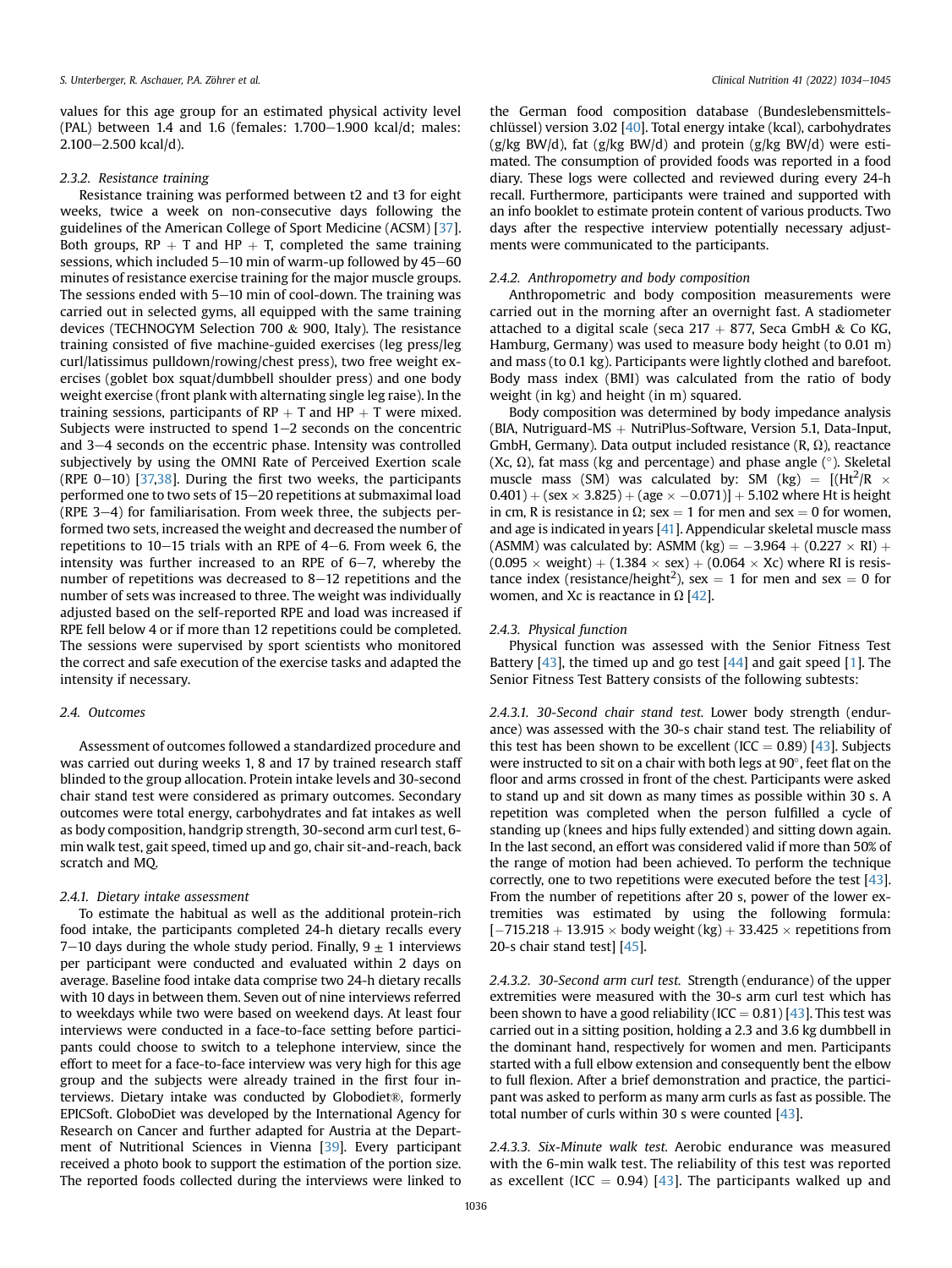values for this age group for an estimated physical activity level (PAL) between 1.4 and 1.6 (females: 1.700–1.900 kcal/d; males: 2.100–2.500 kcal/d).

#### 2.3.2. Resistance training

Resistance training was performed between t2 and t3 for eight weeks, twice a week on non-consecutive days following the guidelines of the American College of Sport Medicine (ACSM) [37]. Both groups, RP + T and HP + T, completed the same training sessions, which included 5–10 min of warm-up followed by 45–60 minutes of resistance exercise training for the major muscle groups. The sessions ended with 5–10 min of cool-down. The training was carried out in selected gyms, all equipped with the same training devices (TECHNOGYM Selection 700 & 900, Italy). The resistance training consisted of five machine-guided exercises (leg press/leg curl/latissimus pulldown/rowing/chest press), two free weight exercises (goblet box squat/dumbbell shoulder press) and one body weight exercise (front plank with alternating single leg raise). In the training sessions, participants of RP + T and HP + T were mixed. Subjects were instructed to spend 1–2 seconds on the concentric and 3–4 seconds on the eccentric phase. Intensity was controlled subjectively by using the OMNI Rate of Perceived Exertion scale (RPE 0–10) [37,38]. During the first two weeks, the participants performed one to two sets of 15–20 repetitions at submaximal load (RPE 3–4) for familiarisation. From week three, the subjects performed two sets, increased the weight and decreased the number of repetitions to 10–15 trials with an RPE of 4–6. From week 6, the intensity was further increased to an RPE of 6–7, whereby the number of repetitions was decreased to 8–12 repetitions and the number of sets was increased to three. The weight was individually adjusted based on the self-reported RPE and load was increased if RPE fell below 4 or if more than 12 repetitions could be completed. The sessions were supervised by sport scientists who monitored the correct and safe execution of the exercise tasks and adapted the intensity if necessary.

### 2.4. Outcomes

Assessment of outcomes followed a standardized procedure and was carried out during weeks 1, 8 and 17 by trained research staff blinded to the group allocation. Protein intake levels and 30-second chair stand test were considered as primary outcomes. Secondary outcomes were total energy, carbohydrates and fat intakes as well as body composition, handgrip strength, 30-second arm curl test, 6-min walk test, gait speed, timed up and go, chair sit-and-reach, back scratch and MQ.

#### 2.4.1. Dietary intake assessment

To estimate the habitual as well as the additional protein-rich food intake, the participants completed 24-h dietary recalls every 7–10 days during the whole study period. Finally, 9 ± 1 interviews per participant were conducted and evaluated within 2 days on average. Baseline food intake data comprise two 24-h dietary recalls with 10 days in between them. Seven out of nine interviews referred to weekdays while two were based on weekend days. At least four interviews were conducted in a face-to-face setting before participants could choose to switch to a telephone interview, since the effort to meet for a face-to-face interview was very high for this age group and the subjects were already trained in the first four interviews. Dietary intake was conducted by Globodiet®, formerly EPICSoft. GloboDiet was developed by the International Agency for Research on Cancer and further adapted for Austria at the Department of Nutritional Sciences in Vienna [39]. Every participant received a photo book to support the estimation of the portion size. The reported foods collected during the interviews were linked to the German food composition database (Bundeslebensmittelschlüssel) version 3.02 [40]. Total energy intake (kcal), carbohydrates (g/kg BW/d), fat (g/kg BW/d) and protein (g/kg BW/d) were estimated. The consumption of provided foods was reported in a food diary. These logs were collected and reviewed during every 24-h recall. Furthermore, participants were trained and supported with an info booklet to estimate protein content of various products. Two days after the respective interview potentially necessary adjustments were communicated to the participants.

#### 2.4.2. Anthropometry and body composition

Anthropometric and body composition measurements were carried out in the morning after an overnight fast. A stadiometer attached to a digital scale (seca 217 + 877, Seca GmbH & Co KG, Hamburg, Germany) was used to measure body height (to 0.01 m) and mass (to 0.1 kg). Participants were lightly clothed and barefoot. Body mass index (BMI) was calculated from the ratio of body weight (in kg) and height (in m) squared.

Body composition was determined by body impedance analysis (BIA, Nutriguard-MS + NutriPlus-Software, Version 5.1, Data-Input, GmbH, Germany). Data output included resistance (R, Ω), reactance (Xc, Ω), fat mass (kg and percentage) and phase angle (°). Skeletal muscle mass (SM) was calculated by: SM (kg) = $[(\text{Ht}^2/\text{R} \times 0.401) + (\text{sex} \times 3.825) + (\text{age} \times -0.071)] + 5.102$ where Ht is height in cm, R is resistance in Ω; sex = 1 for men and sex = 0 for women, and age is indicated in years [41]. Appendicular skeletal muscle mass (ASMM) was calculated by: ASMM (kg) = $-3.964 + (0.227 \times \text{RI}) + (0.095 \times \text{weight}) + (1.384 \times \text{sex}) + (0.064 \times \text{Xc})$ where RI is resistance index (resistance/height$^2$), sex = 1 for men and sex = 0 for women, and Xc is reactance in Ω [42].

#### 2.4.3. Physical function

Physical function was assessed with the Senior Fitness Test Battery [43], the timed up and go test [44] and gait speed [1]. The Senior Fitness Test Battery consists of the following subtests:

*2.4.3.1. 30-Second chair stand test.* Lower body strength (endurance) was assessed with the 30-s chair stand test. The reliability of this test has been shown to be excellent (ICC = 0.89) [43]. Subjects were instructed to sit on a chair with both legs at 90°, feet flat on the floor and arms crossed in front of the chest. Participants were asked to stand up and sit down as many times as possible within 30 s. A repetition was completed when the person fulfilled a cycle of standing up (knees and hips fully extended) and sitting down again. In the last second, an effort was considered valid if more than 50% of the range of motion had been achieved. To perform the technique correctly, one to two repetitions were executed before the test [43]. From the number of repetitions after 20 s, power of the lower extremities was estimated by using the following formula: $[-715.218 + 13.915 \times \text{body weight (kg)} + 33.425 \times \text{repetitions from 20-s chair stand test}]$ [45].

*2.4.3.2. 30-Second arm curl test.* Strength (endurance) of the upper extremities were measured with the 30-s arm curl test which has been shown to have a good reliability (ICC = 0.81) [43]. This test was carried out in a sitting position, holding a 2.3 and 3.6 kg dumbbell in the dominant hand, respectively for women and men. Participants started with a full elbow extension and consequently bent the elbow to full flexion. After a brief demonstration and practice, the participant was asked to perform as many arm curls as fast as possible. The total number of curls within 30 s were counted [43].

*2.4.3.3. Six-Minute walk test.* Aerobic endurance was measured with the 6-min walk test. The reliability of this test was reported as excellent (ICC = 0.94) [43]. The participants walked up and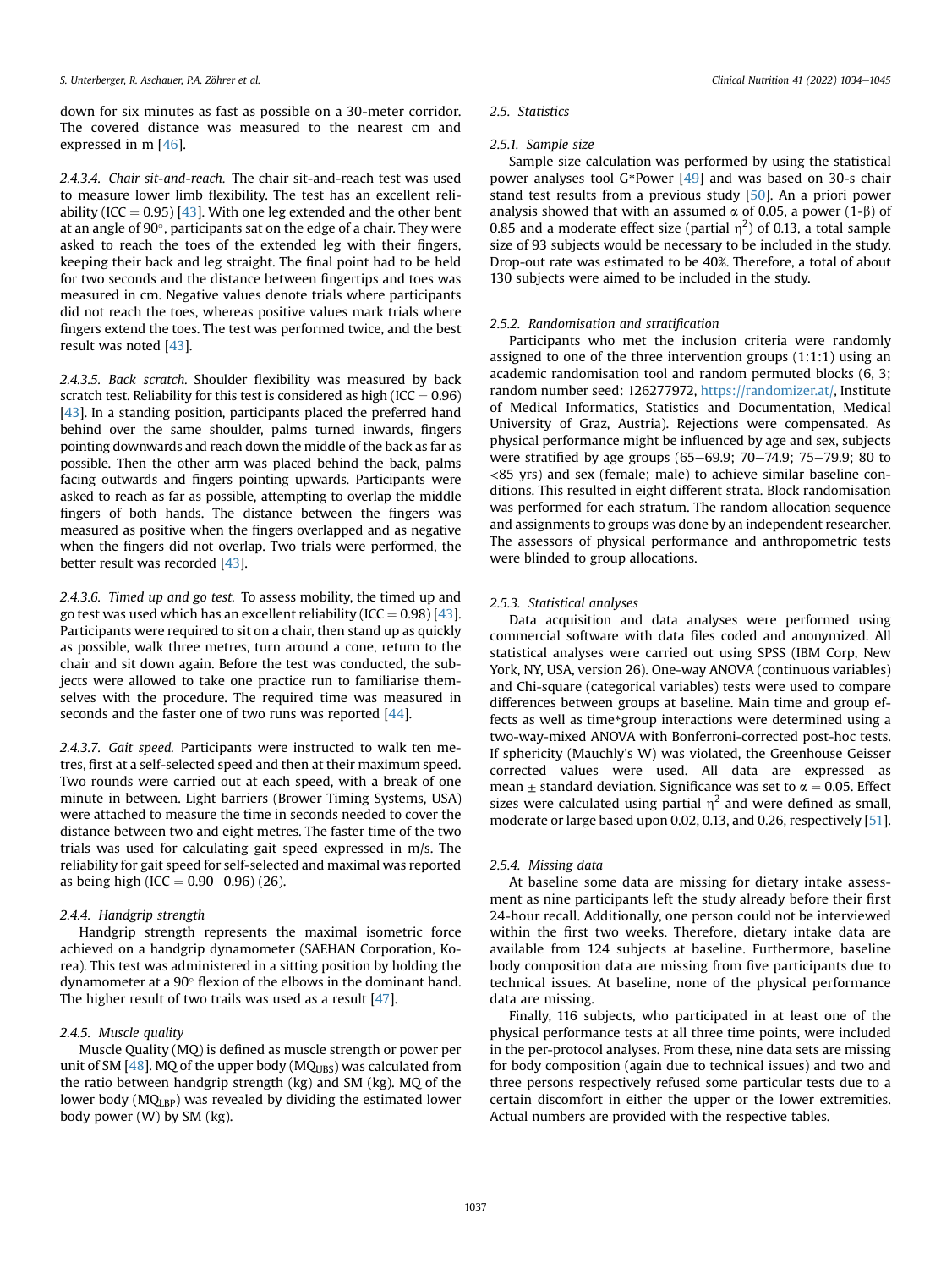down for six minutes as fast as possible on a 30-meter corridor. The covered distance was measured to the nearest cm and expressed in m [46].

*2.4.3.4. Chair sit-and-reach.* The chair sit-and-reach test was used to measure lower limb flexibility. The test has an excellent reliability (ICC = 0.95) [43]. With one leg extended and the other bent at an angle of 90°, participants sat on the edge of a chair. They were asked to reach the toes of the extended leg with their fingers, keeping their back and leg straight. The final point had to be held for two seconds and the distance between fingertips and toes was measured in cm. Negative values denote trials where participants did not reach the toes, whereas positive values mark trials where fingers extend the toes. The test was performed twice, and the best result was noted [43].

*2.4.3.5. Back scratch.* Shoulder flexibility was measured by back scratch test. Reliability for this test is considered as high (ICC = 0.96) [43]. In a standing position, participants placed the preferred hand behind over the same shoulder, palms turned inwards, fingers pointing downwards and reach down the middle of the back as far as possible. Then the other arm was placed behind the back, palms facing outwards and fingers pointing upwards. Participants were asked to reach as far as possible, attempting to overlap the middle fingers of both hands. The distance between the fingers was measured as positive when the fingers overlapped and as negative when the fingers did not overlap. Two trials were performed, the better result was recorded [43].

*2.4.3.6. Timed up and go test.* To assess mobility, the timed up and go test was used which has an excellent reliability (ICC = 0.98) [43]. Participants were required to sit on a chair, then stand up as quickly as possible, walk three metres, turn around a cone, return to the chair and sit down again. Before the test was conducted, the subjects were allowed to take one practice run to familiarise themselves with the procedure. The required time was measured in seconds and the faster one of two runs was reported [44].

*2.4.3.7. Gait speed.* Participants were instructed to walk ten metres, first at a self-selected speed and then at their maximum speed. Two rounds were carried out at each speed, with a break of one minute in between. Light barriers (Brower Timing Systems, USA) were attached to measure the time in seconds needed to cover the distance between two and eight metres. The faster time of the two trials was used for calculating gait speed expressed in m/s. The reliability for gait speed for self-selected and maximal was reported as being high (ICC = 0.90–0.96) (26).

### 2.4.4. Handgrip strength

Handgrip strength represents the maximal isometric force achieved on a handgrip dynamometer (SAEHAN Corporation, Korea). This test was administered in a sitting position by holding the dynamometer at a 90° flexion of the elbows in the dominant hand. The higher result of two trails was used as a result [47].

### 2.4.5. Muscle quality

Muscle Quality (MQ) is defined as muscle strength or power per unit of SM [48]. MQ of the upper body ($MQ_{UBS}$) was calculated from the ratio between handgrip strength (kg) and SM (kg). MQ of the lower body ($MQ_{LBP}$) was revealed by dividing the estimated lower body power (W) by SM (kg).

## 2.5. Statistics

### 2.5.1. Sample size

Sample size calculation was performed by using the statistical power analyses tool G*Power [49] and was based on 30-s chair stand test results from a previous study [50]. An a priori power analysis showed that with an assumed $\alpha$ of 0.05, a power (1-$\beta$) of 0.85 and a moderate effect size (partial $\eta^2$) of 0.13, a total sample size of 93 subjects would be necessary to be included in the study. Drop-out rate was estimated to be 40%. Therefore, a total of about 130 subjects were aimed to be included in the study.

### 2.5.2. Randomisation and stratification

Participants who met the inclusion criteria were randomly assigned to one of the three intervention groups (1:1:1) using an academic randomisation tool and random permuted blocks (6, 3; random number seed: 126277972, https://randomizer.at/, Institute of Medical Informatics, Statistics and Documentation, Medical University of Graz, Austria). Rejections were compensated. As physical performance might be influenced by age and sex, subjects were stratified by age groups (65–69.9; 70–74.9; 75–79.9; 80 to <85 yrs) and sex (female; male) to achieve similar baseline conditions. This resulted in eight different strata. Block randomisation was performed for each stratum. The random allocation sequence and assignments to groups was done by an independent researcher. The assessors of physical performance and anthropometric tests were blinded to group allocations.

### 2.5.3. Statistical analyses

Data acquisition and data analyses were performed using commercial software with data files coded and anonymized. All statistical analyses were carried out using SPSS (IBM Corp, New York, NY, USA, version 26). One-way ANOVA (continuous variables) and Chi-square (categorical variables) tests were used to compare differences between groups at baseline. Main time and group effects as well as time*group interactions were determined using a two-way-mixed ANOVA with Bonferroni-corrected post-hoc tests. If sphericity (Mauchly's W) was violated, the Greenhouse Geisser corrected values were used. All data are expressed as mean ± standard deviation. Significance was set to $\alpha = 0.05$. Effect sizes were calculated using partial $\eta^2$ and were defined as small, moderate or large based upon 0.02, 0.13, and 0.26, respectively [51].

### 2.5.4. Missing data

At baseline some data are missing for dietary intake assessment as nine participants left the study already before their first 24-hour recall. Additionally, one person could not be interviewed within the first two weeks. Therefore, dietary intake data are available from 124 subjects at baseline. Furthermore, baseline body composition data are missing from five participants due to technical issues. At baseline, none of the physical performance data are missing.

Finally, 116 subjects, who participated in at least one of the physical performance tests at all three time points, were included in the per-protocol analyses. From these, nine data sets are missing for body composition (again due to technical issues) and two and three persons respectively refused some particular tests due to a certain discomfort in either the upper or the lower extremities. Actual numbers are provided with the respective tables.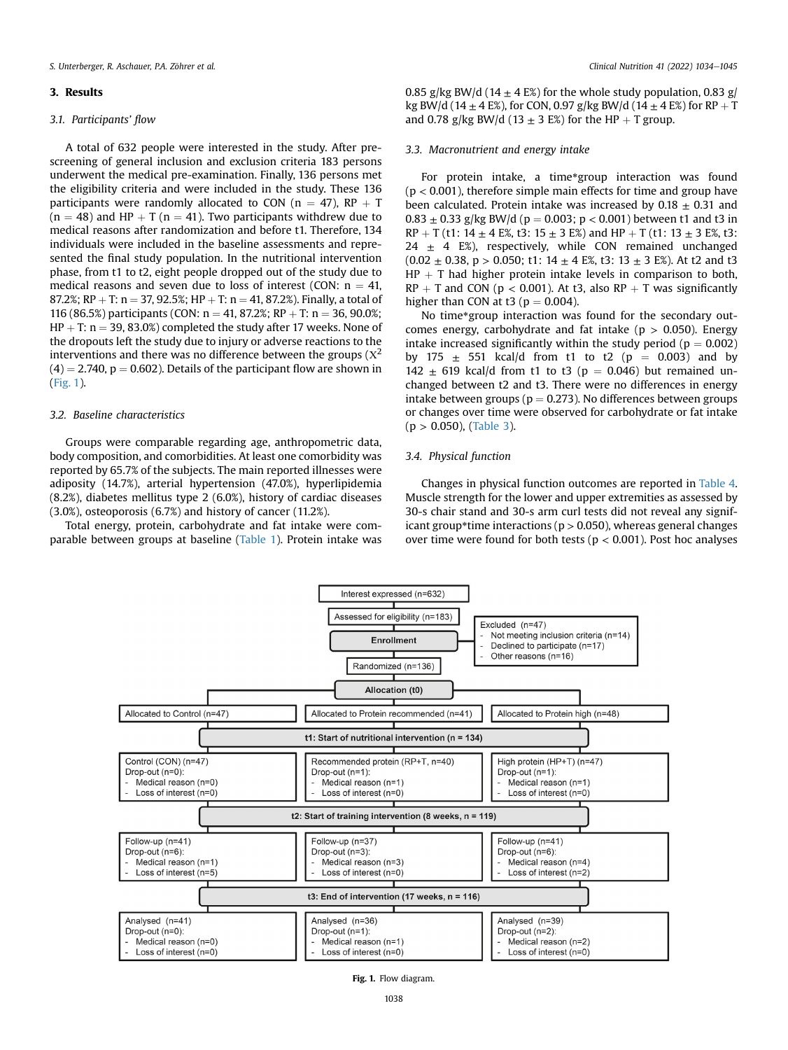## 3. Results

### 3.1. Participants' flow

A total of 632 people were interested in the study. After prescreening of general inclusion and exclusion criteria 183 persons underwent the medical pre-examination. Finally, 136 persons met the eligibility criteria and were included in the study. These 136 participants were randomly allocated to CON (n = 47), RP + T (n = 48) and HP + T (n = 41). Two participants withdrew due to medical reasons after randomization and before t1. Therefore, 134 individuals were included in the baseline assessments and represented the final study population. In the nutritional intervention phase, from t1 to t2, eight people dropped out of the study due to medical reasons and seven due to loss of interest (CON: n = 41, 87.2%; RP + T: n = 37, 92.5%; HP + T: n = 41, 87.2%). Finally, a total of 116 (86.5%) participants (CON: n = 41, 87.2%; RP + T: n = 36, 90.0%; HP + T: n = 39, 83.0%) completed the study after 17 weeks. None of the dropouts left the study due to injury or adverse reactions to the interventions and there was no difference between the groups ($\chi^2$ (4) = 2.740, p = 0.602). Details of the participant flow are shown in (Fig. 1).

### 3.2. Baseline characteristics

Groups were comparable regarding age, anthropometric data, body composition, and comorbidities. At least one comorbidity was reported by 65.7% of the subjects. The main reported illnesses were adiposity (14.7%), arterial hypertension (47.0%), hyperlipidemia (8.2%), diabetes mellitus type 2 (6.0%), history of cardiac diseases (3.0%), osteoporosis (6.7%) and history of cancer (11.2%).

Total energy, protein, carbohydrate and fat intake were comparable between groups at baseline (Table 1). Protein intake was 0.85 g/kg BW/d (14 ± 4 E%) for the whole study population, 0.83 g/kg BW/d (14 ± 4 E%), for CON, 0.97 g/kg BW/d (14 ± 4 E%) for RP + T and 0.78 g/kg BW/d (13 ± 3 E%) for the HP + T group.

### 3.3. Macronutrient and energy intake

For protein intake, a time*group interaction was found ($p < 0.001$), therefore simple main effects for time and group have been calculated. Protein intake was increased by 0.18 ± 0.31 and 0.83 ± 0.33 g/kg BW/d (p = 0.003; p < 0.001) between t1 and t3 in RP + T (t1: 14 ± 4 E%, t3: 15 ± 3 E%) and HP + T (t1: 13 ± 3 E%, t3: 24 ± 4 E%), respectively, while CON remained unchanged (0.02 ± 0.38, p > 0.050; t1: 14 ± 4 E%, t3: 13 ± 3 E%). At t2 and t3 HP + T had higher protein intake levels in comparison to both, RP + T and CON ($p < 0.001$). At t3, also RP + T was significantly higher than CON at t3 (p = 0.004).

No time*group interaction was found for the secondary outcomes energy, carbohydrate and fat intake (p > 0.050). Energy intake increased significantly within the study period (p = 0.002) by 175 ± 551 kcal/d from t1 to t2 (p = 0.003) and by 142 ± 619 kcal/d from t1 to t3 (p = 0.046) but remained unchanged between t2 and t3. There were no differences in energy intake between groups (p = 0.273). No differences between groups or changes over time were observed for carbohydrate or fat intake (p > 0.050), (Table 3).

### 3.4. Physical function

Changes in physical function outcomes are reported in Table 4. Muscle strength for the lower and upper extremities as assessed by 30-s chair stand and 30-s arm curl tests did not reveal any significant group*time interactions (p > 0.050), whereas general changes over time were found for both tests ($p < 0.001$). Post hoc analyses

- Interest expressed (n=632)
- Assessed for eligibility (n=183)
- **Enrollment**
  - Excluded (n=47)
    - Not meeting inclusion criteria (n=14)
    - Declined to participate (n=17)
    - Other reasons (n=16)
- Randomized (n=136)
- **Allocation (t0)**

| Allocated to Control (n=47) | Allocated to Protein recommended (n=41) | Allocated to Protein high (n=48) |
|---|---|---|
| **t1: Start of nutritional intervention (n = 134)** | | |
| Control (CON) (n=47)<br>Drop-out (n=0):<br>- Medical reason (n=0)<br>- Loss of interest (n=0) | Recommended protein (RP+T, n=40)<br>Drop-out (n=1):<br>- Medical reason (n=1)<br>- Loss of interest (n=0) | High protein (HP+T) (n=47)<br>Drop-out (n=1):<br>- Medical reason (n=1)<br>- Loss of interest (n=0) |
| **t2: Start of training intervention (8 weeks, n = 119)** | | |
| Follow-up (n=41)<br>Drop-out (n=6):<br>- Medical reason (n=1)<br>- Loss of interest (n=5) | Follow-up (n=37)<br>Drop-out (n=3):<br>- Medical reason (n=3)<br>- Loss of interest (n=0) | Follow-up (n=41)<br>Drop-out (n=6):<br>- Medical reason (n=4)<br>- Loss of interest (n=2) |
| **t3: End of intervention (17 weeks, n = 116)** | | |
| Analysed (n=41)<br>Drop-out (n=0):<br>- Medical reason (n=0)<br>- Loss of interest (n=0) | Analysed (n=36)<br>Drop-out (n=1):<br>- Medical reason (n=1)<br>- Loss of interest (n=0) | Analysed (n=39)<br>Drop-out (n=2):<br>- Medical reason (n=2)<br>- Loss of interest (n=0) |

**Fig. 1.** Flow diagram.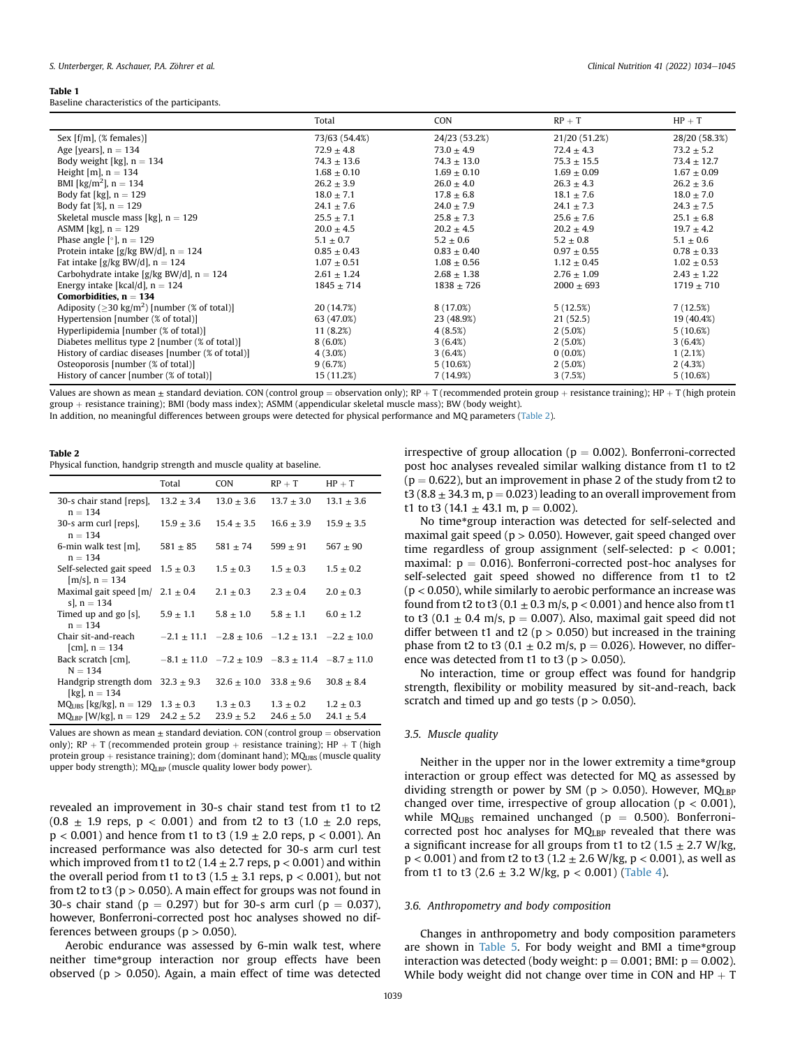**Table 1**
Baseline characteristics of the participants.

| | Total | CON | RP + T | HP + T |
|---|---|---|---|---|
| Sex [f/m], (% females)] | 73/63 (54.4%) | 24/23 (53.2%) | 21/20 (51.2%) | 28/20 (58.3%) |
| Age [years], n = 134 | 72.9 ± 4.8 | 73.0 ± 4.9 | 72.4 ± 4.3 | 73.2 ± 5.2 |
| Body weight [kg], n = 134 | 74.3 ± 13.6 | 74.3 ± 13.0 | 75.3 ± 15.5 | 73.4 ± 12.7 |
| Height [m], n = 134 | 1.68 ± 0.10 | 1.69 ± 0.10 | 1.69 ± 0.09 | 1.67 ± 0.09 |
| BMI [kg/m$^2$], n = 134 | 26.2 ± 3.9 | 26.0 ± 4.0 | 26.3 ± 4.3 | 26.2 ± 3.6 |
| Body fat [kg], n = 129 | 18.0 ± 7.1 | 17.8 ± 6.8 | 18.1 ± 7.6 | 18.0 ± 7.0 |
| Body fat [%], n = 129 | 24.1 ± 7.6 | 24.0 ± 7.9 | 24.1 ± 7.3 | 24.3 ± 7.5 |
| Skeletal muscle mass [kg], n = 129 | 25.5 ± 7.1 | 25.8 ± 7.3 | 25.6 ± 7.6 | 25.1 ± 6.8 |
| ASMM [kg], n = 129 | 20.0 ± 4.5 | 20.2 ± 4.5 | 20.2 ± 4.9 | 19.7 ± 4.2 |
| Phase angle [°], n = 129 | 5.1 ± 0.7 | 5.2 ± 0.6 | 5.2 ± 0.8 | 5.1 ± 0.6 |
| Protein intake [g/kg BW/d], n = 124 | 0.85 ± 0.43 | 0.83 ± 0.40 | 0.97 ± 0.55 | 0.78 ± 0.33 |
| Fat intake [g/kg BW/d], n = 124 | 1.07 ± 0.51 | 1.08 ± 0.56 | 1.12 ± 0.45 | 1.02 ± 0.53 |
| Carbohydrate intake [g/kg BW/d], n = 124 | 2.61 ± 1.24 | 2.68 ± 1.38 | 2.76 ± 1.09 | 2.43 ± 1.22 |
| Energy intake [kcal/d], n = 124 | 1845 ± 714 | 1838 ± 726 | 2000 ± 693 | 1719 ± 710 |
| **Comorbidities, n = 134** | | | | |
| Adiposity (≥30 kg/m$^2$) [number (% of total)] | 20 (14.7%) | 8 (17.0%) | 5 (12.5%) | 7 (12.5%) |
| Hypertension [number (% of total)] | 63 (47.0%) | 23 (48.9%) | 21 (52.5) | 19 (40.4%) |
| Hyperlipidemia [number (% of total)] | 11 (8.2%) | 4 (8.5%) | 2 (5.0%) | 5 (10.6%) |
| Diabetes mellitus type 2 [number (% of total)] | 8 (6.0%) | 3 (6.4%) | 2 (5.0%) | 3 (6.4%) |
| History of cardiac diseases [number (% of total)] | 4 (3.0%) | 3 (6.4%) | 0 (0.0%) | 1 (2.1%) |
| Osteoporosis [number (% of total)] | 9 (6.7%) | 5 (10.6%) | 2 (5.0%) | 2 (4.3%) |
| History of cancer [number (% of total)] | 15 (11.2%) | 7 (14.9%) | 3 (7.5%) | 5 (10.6%) |

Values are shown as mean ± standard deviation. CON (control group = observation only); RP + T (recommended protein group + resistance training); HP + T (high protein group + resistance training); BMI (body mass index); ASMM (appendicular skeletal muscle mass); BW (body weight).

In addition, no meaningful differences between groups were detected for physical performance and MQ parameters (Table 2).

**Table 2**
Physical function, handgrip strength and muscle quality at baseline.

| | Total | CON | RP + T | HP + T |
|---|---|---|---|---|
| 30-s chair stand [reps], n = 134 | 13.2 ± 3.4 | 13.0 ± 3.6 | 13.7 ± 3.0 | 13.1 ± 3.6 |
| 30-s arm curl [reps], n = 134 | 15.9 ± 3.6 | 15.4 ± 3.5 | 16.6 ± 3.9 | 15.9 ± 3.5 |
| 6-min walk test [m], n = 134 | 581 ± 85 | 581 ± 74 | 599 ± 91 | 567 ± 90 |
| Self-selected gait speed [m/s], n = 134 | 1.5 ± 0.3 | 1.5 ± 0.3 | 1.5 ± 0.3 | 1.5 ± 0.2 |
| Maximal gait speed [m/s], n = 134 | 2.1 ± 0.4 | 2.1 ± 0.3 | 2.3 ± 0.4 | 2.0 ± 0.3 |
| Timed up and go [s], n = 134 | 5.9 ± 1.1 | 5.8 ± 1.0 | 5.8 ± 1.1 | 6.0 ± 1.2 |
| Chair sit-and-reach [cm], n = 134 | −2.1 ± 11.1 | −2.8 ± 10.6 | −1.2 ± 13.1 | −2.2 ± 10.0 |
| Back scratch [cm], N = 134 | −8.1 ± 11.0 | −7.2 ± 10.9 | −8.3 ± 11.4 | −8.7 ± 11.0 |
| Handgrip strength dom [kg], n = 134 | 32.3 ± 9.3 | 32.6 ± 10.0 | 33.8 ± 9.6 | 30.8 ± 8.4 |
| $MQ_{UBS}$ [kg/kg], n = 129 | 1.3 ± 0.3 | 1.3 ± 0.3 | 1.3 ± 0.2 | 1.2 ± 0.3 |
| $MQ_{LBP}$ [W/kg], n = 129 | 24.2 ± 5.2 | 23.9 ± 5.2 | 24.6 ± 5.0 | 24.1 ± 5.4 |

Values are shown as mean ± standard deviation. CON (control group = observation only); RP + T (recommended protein group + resistance training); HP + T (high protein group + resistance training); dom (dominant hand); $MQ_{UBS}$ (muscle quality upper body strength); $MQ_{LBP}$ (muscle quality lower body power).

revealed an improvement in 30-s chair stand test from t1 to t2 (0.8 ± 1.9 reps, $p < 0.001$) and from t2 to t3 (1.0 ± 2.0 reps, $p < 0.001$) and hence from t1 to t3 (1.9 ± 2.0 reps, $p < 0.001$). An increased performance was also detected for 30-s arm curl test which improved from t1 to t2 (1.4 ± 2.7 reps, $p < 0.001$) and within the overall period from t1 to t3 (1.5 ± 3.1 reps, $p < 0.001$), but not from t2 to t3 ($p > 0.050$). A main effect for groups was not found in 30-s chair stand ($p = 0.297$) but for 30-s arm curl ($p = 0.037$), however, Bonferroni-corrected post hoc analyses showed no differences between groups ($p > 0.050$).

Aerobic endurance was assessed by 6-min walk test, where neither time*group interaction nor group effects have been observed ($p > 0.050$). Again, a main effect of time was detected irrespective of group allocation ($p = 0.002$). Bonferroni-corrected post hoc analyses revealed similar walking distance from t1 to t2 ($p = 0.622$), but an improvement in phase 2 of the study from t2 to t3 (8.8 ± 34.3 m, $p = 0.023$) leading to an overall improvement from t1 to t3 (14.1 ± 43.1 m, $p = 0.002$).

No time*group interaction was detected for self-selected and maximal gait speed ($p > 0.050$). However, gait speed changed over time regardless of group assignment (self-selected: $p < 0.001$; maximal: $p = 0.016$). Bonferroni-corrected post-hoc analyses for self-selected gait speed showed no difference from t1 to t2 ($p < 0.050$), while similarly to aerobic performance an increase was found from t2 to t3 (0.1 ± 0.3 m/s, $p < 0.001$) and hence also from t1 to t3 (0.1 ± 0.4 m/s, $p = 0.007$). Also, maximal gait speed did not differ between t1 and t2 ($p > 0.050$) but increased in the training phase from t2 to t3 (0.1 ± 0.2 m/s, $p = 0.026$). However, no difference was detected from t1 to t3 ($p > 0.050$).

No interaction, time or group effect was found for handgrip strength, flexibility or mobility measured by sit-and-reach, back scratch and timed up and go tests ($p > 0.050$).

### 3.5. Muscle quality

Neither in the upper nor in the lower extremity a time*group interaction or group effect was detected for MQ as assessed by dividing strength or power by SM ($p > 0.050$). However, $MQ_{LBP}$ changed over time, irrespective of group allocation ($p < 0.001$), while $MQ_{UBS}$ remained unchanged ($p = 0.500$). Bonferroni-corrected post hoc analyses for $MQ_{LBP}$ revealed that there was a significant increase for all groups from t1 to t2 (1.5 ± 2.7 W/kg, $p < 0.001$) and from t2 to t3 (1.2 ± 2.6 W/kg, $p < 0.001$), as well as from t1 to t3 (2.6 ± 3.2 W/kg, $p < 0.001$) (Table 4).

### 3.6. Anthropometry and body composition

Changes in anthropometry and body composition parameters are shown in Table 5. For body weight and BMI a time*group interaction was detected (body weight: $p = 0.001$; BMI: $p = 0.002$). While body weight did not change over time in CON and HP + T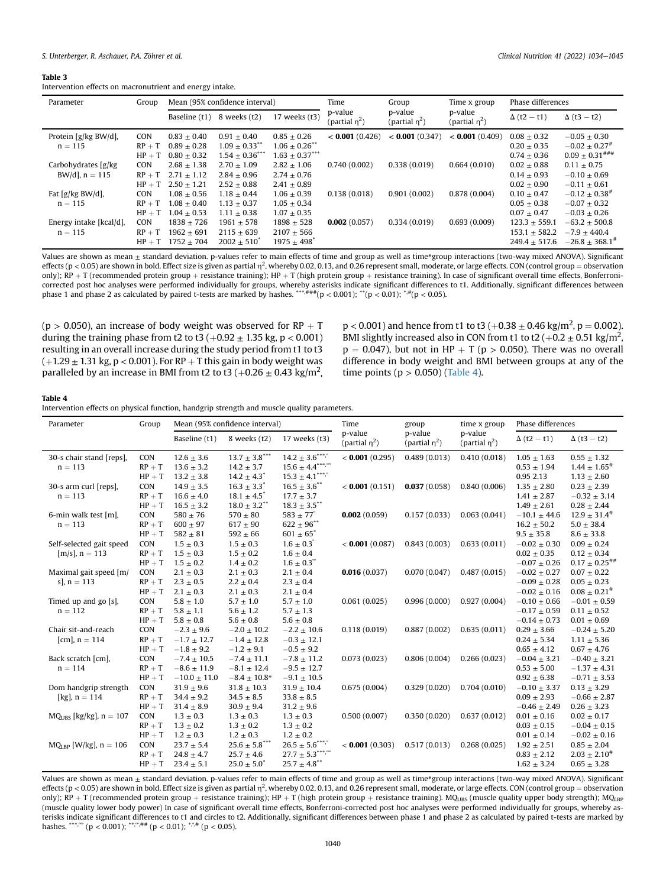**Table 3**
Intervention effects on macronutrient and energy intake.

| Parameter | Group | Mean (95% confidence interval) | | | Time | Group | Time x group | Phase differences | |
|---|---|---|---|---|---|---|---|---|---|
| | | Baseline (t1) | 8 weeks (t2) | 17 weeks (t3) | p-value (partial $\eta^2$) | p-value (partial $\eta^2$) | p-value (partial $\eta^2$) | $\Delta$ (t2 − t1) | $\Delta$ (t3 − t2) |
| Protein [g/kg BW/d], n = 115 | CON | 0.83 ± 0.40 | 0.91 ± 0.40 | 0.85 ± 0.26 | **< 0.001** (0.426) | **< 0.001** (0.347) | **< 0.001** (0.409) | 0.08 ± 0.32 | −0.05 ± 0.30 |
| | RP + T | 0.89 ± 0.28 | 1.09 ± 0.33** | 1.06 ± 0.26** | | | | 0.20 ± 0.35 | −0.02 ± 0.27# |
| | HP + T | 0.80 ± 0.32 | 1.54 ± 0.36*** | 1.63 ± 0.37*** | | | | 0.74 ± 0.36 | 0.09 ± 0.31### |
| Carbohydrates [g/kg BW/d], n = 115 | CON | 2.68 ± 1.38 | 2.70 ± 1.09 | 2.82 ± 1.06 | 0.740 (0.002) | 0.338 (0.019) | 0.664 (0.010) | 0.02 ± 0.88 | 0.11 ± 0.75 |
| | RP + T | 2.71 ± 1.12 | 2.84 ± 0.96 | 2.74 ± 0.76 | | | | 0.14 ± 0.93 | −0.10 ± 0.69 |
| | HP + T | 2.50 ± 1.21 | 2.52 ± 0.88 | 2.41 ± 0.89 | | | | 0.02 ± 0.90 | −0.11 ± 0.61 |
| Fat [g/kg BW/d], n = 115 | CON | 1.08 ± 0.56 | 1.18 ± 0.44 | 1.06 ± 0.39 | 0.138 (0.018) | 0.901 (0.002) | 0.878 (0.004) | 0.10 ± 0.47 | −0.12 ± 0.38# |
| | RP + T | 1.08 ± 0.40 | 1.13 ± 0.37 | 1.05 ± 0.34 | | | | 0.05 ± 0.38 | −0.07 ± 0.32 |
| | HP + T | 1.04 ± 0.53 | 1.11 ± 0.38 | 1.07 ± 0.35 | | | | 0.07 ± 0.47 | −0.03 ± 0.26 |
| Energy intake [kcal/d], n = 115 | CON | 1838 ± 726 | 1961 ± 578 | 1898 ± 528 | **0.002** (0.057) | 0.334 (0.019) | 0.693 (0.009) | 123.3 ± 559.1 | −63.2 ± 500.8 |
| | RP + T | 1962 ± 691 | 2115 ± 639 | 2107 ± 566 | | | | 153.1 ± 582.2 | −7.9 ± 440.4 |
| | HP + T | 1752 ± 704 | 2002 ± 510* | 1975 ± 498* | | | | 249.4 ± 517.6 | −26.8 ± 368.1# |

Values are shown as mean ± standard deviation. p-values refer to main effects of time and group as well as time*group interactions (two-way mixed ANOVA). Significant effects ($p < 0.05$) are shown in bold. Effect size is given as partial $\eta^2$, whereby 0.02, 0.13, and 0.26 represent small, moderate, or large effects. CON (control group = observation only); RP + T (recommended protein group + resistance training); HP + T (high protein group + resistance training). In case of significant overall time effects, Bonferroni-corrected post hoc analyses were performed individually for groups, whereby asterisks indicate significant differences to t1. Additionally, significant differences between phase 1 and phase 2 as calculated by paired t-tests are marked by hashes. ***,### ($p < 0.001$); ** ($p < 0.01$); *,# ($p < 0.05$).

($p > 0.050$), an increase of body weight was observed for RP + T during the training phase from t2 to t3 (+0.92 ± 1.35 kg, $p < 0.001$) resulting in an overall increase during the study period from t1 to t3 (+1.29 ± 1.31 kg, $p < 0.001$). For RP + T this gain in body weight was paralleled by an increase in BMI from t2 to t3 (+0.26 ± 0.43 kg/m$^2$, $p < 0.001$) and hence from t1 to t3 (+0.38 ± 0.46 kg/m$^2$, $p = 0.002$). BMI slightly increased also in CON from t1 to t2 (+0.2 ± 0.51 kg/m$^2$, $p = 0.047$), but not in HP + T ($p > 0.050$). There was no overall difference in body weight and BMI between groups at any of the time points ($p > 0.050$) (Table 4).

**Table 4**
Intervention effects on physical function, handgrip strength and muscle quality parameters.

| Parameter | Group | Mean (95% confidence interval) | | | Time | group | time x group | Phase differences | |
|---|---|---|---|---|---|---|---|---|---|
| | | Baseline (t1) | 8 weeks (t2) | 17 weeks (t3) | p-value (partial $\eta^2$) | p-value (partial $\eta^2$) | p-value (partial $\eta^2$) | $\Delta$ (t2 − t1) | $\Delta$ (t3 − t2) |
| 30-s chair stand [reps], n = 113 | CON | 12.6 ± 3.6 | 13.7 ± 3.8*** | 14.2 ± 3.6***,° | **< 0.001** (0.295) | 0.489 (0.013) | 0.410 (0.018) | 1.05 ± 1.63 | 0.55 ± 1.32 |
| | RP + T | 13.6 ± 3.2 | 14.2 ± 3.7 | 15.6 ± 4.4***,°°° | | | | 0.53 ± 1.94 | 1.44 ± 1.65# |
| | HP + T | 13.2 ± 3.8 | 14.2 ± 4.3* | 15.3 ± 4.1***,° | | | | 0.95 2.13 | 1.13 ± 2.60 |
| 30-s arm curl [reps], n = 113 | CON | 14.9 ± 3.5 | 16.3 ± 3.3* | 16.5 ± 3.6** | < **0.001** (0.151) | **0.037** (0.058) | 0.840 (0.006) | 1.35 ± 2.80 | 0.23 ± 2.39 |
| | RP + T | 16.6 ± 4.0 | 18.1 ± 4.5* | 17.7 ± 3.7 | | | | 1.41 ± 2.87 | −0.32 ± 3.14 |
| | HP + T | 16.5 ± 3.2 | 18.0 ± 3.2** | 18.3 ± 3.5** | | | | 1.49 ± 2.61 | 0.28 ± 2.44 |
| 6-min walk test [m], n = 113 | CON | 580 ± 76 | 570 ± 80 | 583 ± 77° | **0.002** (0.059) | 0.157 (0.033) | 0.063 (0.041) | −10.1 ± 44.6 | 12.9 ± 31.4# |
| | RP + T | 600 ± 97 | 617 ± 90 | 622 ± 96** | | | | 16.2 ± 50.2 | 5.0 ± 38.4 |
| | HP + T | 582 ± 81 | 592 ± 66 | 601 ± 65* | | | | 9.5 ± 35.8 | 8.6 ± 33.8 |
| Self-selected gait speed [m/s], n = 113 | CON | 1.5 ± 0.3 | 1.5 ± 0.3 | 1.6 ± 0.3° | < **0.001** (0.087) | 0.843 (0.003) | 0.633 (0.011) | −0.02 ± 0.30 | 0.09 ± 0.24 |
| | RP + T | 1.5 ± 0.3 | 1.5 ± 0.2 | 1.6 ± 0.4 | | | | 0.02 ± 0.35 | 0.12 ± 0.34 |
| | HP + T | 1.5 ± 0.2 | 1.4 ± 0.2 | 1.6 ± 0.3°° | | | | −0.07 ± 0.26 | 0.17 ± 0.25## |
| Maximal gait speed [m/s], n = 113 | CON | 2.1 ± 0.3 | 2.1 ± 0.3 | 2.1 ± 0.4 | **0.016** (0.037) | 0.070 (0.047) | 0.487 (0.015) | −0.02 ± 0.27 | 0.07 ± 0.22 |
| | RP + T | 2.3 ± 0.5 | 2.2 ± 0.4 | 2.3 ± 0.4 | | | | −0.09 ± 0.28 | 0.05 ± 0.23 |
| | HP + T | 2.1 ± 0.3 | 2.1 ± 0.3 | 2.1 ± 0.4 | | | | −0.02 ± 0.16 | 0.08 ± 0.21# |
| Timed up and go [s], n = 112 | CON | 5.8 ± 1.0 | 5.7 ± 1.0 | 5.7 ± 1.0 | 0.061 (0.025) | 0.996 (0.000) | 0.927 (0.004) | −0.10 ± 0.66 | −0.01 ± 0.59 |
| | RP + T | 5.8 ± 1.1 | 5.6 ± 1.2 | 5.7 ± 1.3 | | | | −0.17 ± 0.59 | 0.11 ± 0.52 |
| | HP + T | 5.8 ± 0.8 | 5.6 ± 0.8 | 5.6 ± 0.8 | | | | −0.14 ± 0.73 | 0.01 ± 0.69 |
| Chair sit-and-reach [cm], n = 114 | CON | −2.3 ± 9.6 | −2.0 ± 10.2 | −2.2 ± 10.6 | 0.118 (0.019) | 0.887 (0.002) | 0.635 (0.011) | 0.29 ± 3.66 | −0.24 ± 5.20 |
| | RP + T | −1.7 ± 12.7 | −1.4 ± 12.8 | −0.3 ± 12.1 | | | | 0.24 ± 5.34 | 1.11 ± 5.36 |
| | HP + T | −1.8 ± 9.2 | −1.2 ± 9.1 | −0.5 ± 9.2 | | | | 0.65 ± 4.12 | 0.67 ± 4.76 |
| Back scratch [cm], n = 114 | CON | −7.4 ± 10.5 | −7.4 ± 11.1 | −7.8 ± 11.2 | 0.073 (0.023) | 0.806 (0.004) | 0.266 (0.023) | −0.04 ± 3.21 | −0.40 ± 3.21 |
| | RP + T | −8.6 ± 11.9 | −8.1 ± 12.4 | −9.5 ± 12.7 | | | | 0.53 ± 5.00 | −1.37 ± 4.31 |
| | HP + T | −10.0 ± 11.0 | −8.4 ± 10.8* | −9.1 ± 10.5 | | | | 0.92 ± 6.38 | −0.71 ± 3.53 |
| Dom handgrip strength [kg], n = 114 | CON | 31.9 ± 9.6 | 31.8 ± 10.3 | 31.9 ± 10.4 | 0.675 (0.004) | 0.329 (0.020) | 0.704 (0.010) | −0.10 ± 3.37 | 0.13 ± 3.29 |
| | RP + T | 34.4 ± 9.2 | 34.5 ± 8.5 | 33.8 ± 8.5 | | | | 0.09 ± 2.93 | −0.66 ± 2.87 |
| | HP + T | 31.4 ± 8.9 | 30.9 ± 9.4 | 31.2 ± 9.6 | | | | −0.46 ± 2.49 | 0.26 ± 3.23 |
| $MQ_{UBS}$ [kg/kg], n = 107 | CON | 1.3 ± 0.3 | 1.3 ± 0.3 | 1.3 ± 0.3 | 0.500 (0.007) | 0.350 (0.020) | 0.637 (0.012) | 0.01 ± 0.16 | 0.02 ± 0.17 |
| | RP + T | 1.3 ± 0.2 | 1.3 ± 0.2 | 1.3 ± 0.2 | | | | 0.03 ± 0.15 | −0.04 ± 0.15 |
| | HP + T | 1.2 ± 0.3 | 1.2 ± 0.3 | 1.2 ± 0.2 | | | | 0.01 ± 0.14 | −0.02 ± 0.16 |
| $MQ_{LBP}$ [W/kg], n = 106 | CON | 23.7 ± 5.4 | 25.6 ± 5.8*** | 26.5 ± 5.6***,° | < **0.001** (0.303) | 0.517 (0.013) | 0.268 (0.025) | 1.92 ± 2.51 | 0.85 ± 2.04 |
| | RP + T | 24.8 ± 4.7 | 25.7 ± 4.6 | 27.7 ± 5.3***,°°° | | | | 0.83 ± 2.12 | 2.03 ± 2.10# |
| | HP + T | 23.4 ± 5.1 | 25.0 ± 5.0* | 25.7 ± 4.8** | | | | 1.62 ± 3.24 | 0.65 ± 3.28 |

Values are shown as mean ± standard deviation. p-values refer to main effects of time and group as well as time*group interactions (two-way mixed ANOVA). Significant effects ($p < 0.05$) are shown in bold. Effect size is given as partial $\eta^2$, whereby 0.02, 0.13, and 0.26 represent small, moderate, or large effects. CON (control group = observation only); RP + T (recommended protein group + resistance training); HP + T (high protein group + resistance training). $MQ_{UBS}$ (muscle quality upper body strength); $MQ_{LBP}$ (muscle quality lower body power) In case of significant overall time effects, Bonferroni-corrected post hoc analyses were performed individually for groups, whereby asterisks indicate significant differences to t1 and circles to t2. Additionally, significant differences between phase 1 and phase 2 as calculated by paired t-tests are marked by hashes. ***,°°° ($p < 0.001$); **,°°,## ($p < 0.01$); *,°,# ($p < 0.05$).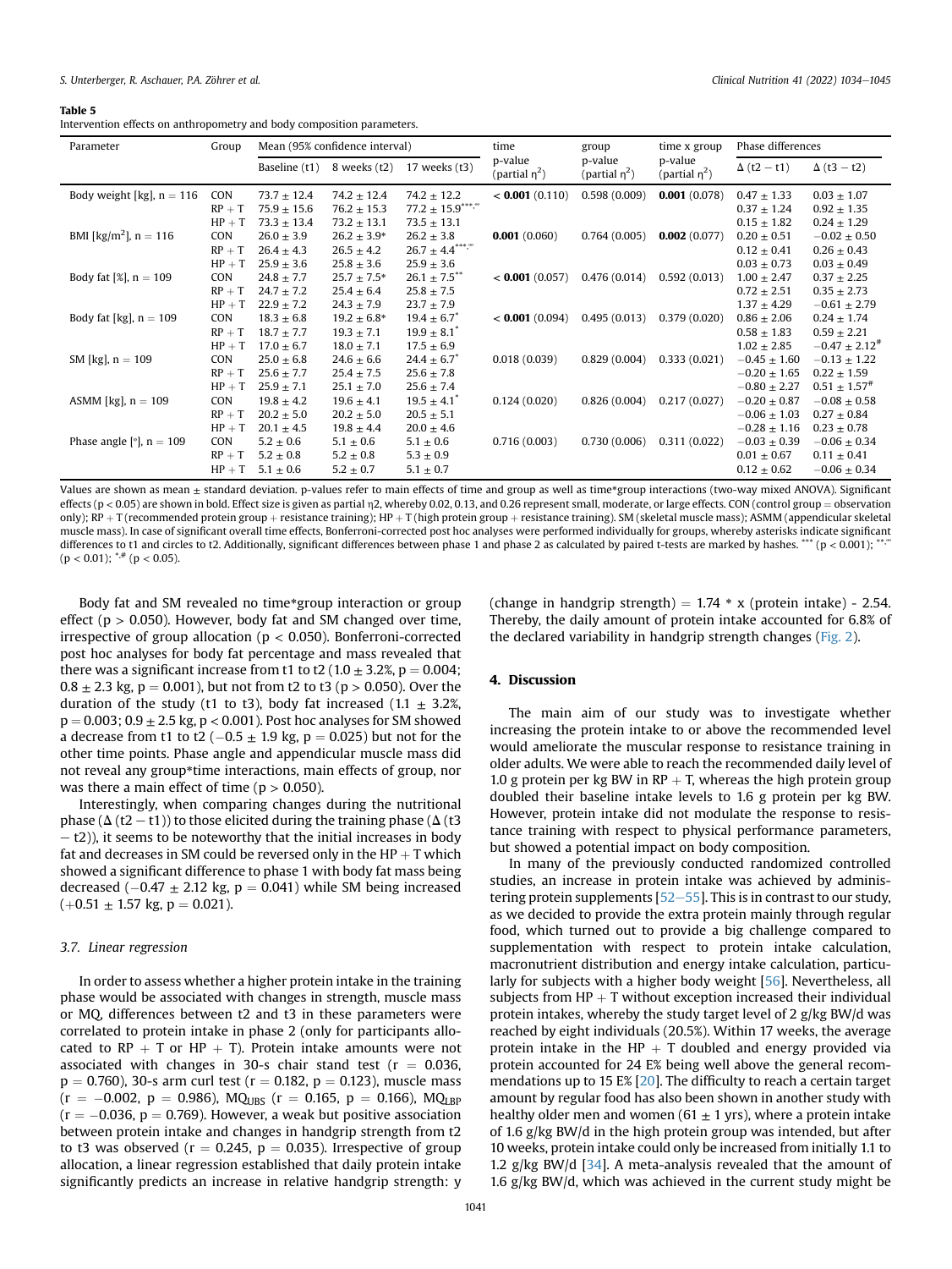**Table 5**
Intervention effects on anthropometry and body composition parameters.

| Parameter | Group | Mean (95% confidence interval) | | | time | group | time x group | Phase differences | |
|---|---|---|---|---|---|---|---|---|---|
| | | Baseline (t1) | 8 weeks (t2) | 17 weeks (t3) | p-value (partial $\eta^2$) | p-value (partial $\eta^2$) | p-value (partial $\eta^2$) | $\Delta$ (t2 − t1) | $\Delta$ (t3 − t2) |
| Body weight [kg], n = 116 | CON | 73.7 ± 12.4 | 74.2 ± 12.4 | 74.2 ± 12.2 | **< 0.001** (0.110) | 0.598 (0.009) | **0.001** (0.078) | 0.47 ± 1.33 | 0.03 ± 1.07 |
| | RP + T | 75.9 ± 15.6 | 76.2 ± 15.3 | 77.2 ± 15.9***,°° | | | | 0.37 ± 1.24 | 0.92 ± 1.35 |
| | HP + T | 73.3 ± 13.4 | 73.2 ± 13.1 | 73.5 ± 13.1 | | | | 0.15 ± 1.82 | 0.24 ± 1.29 |
| BMI [kg/m²], n = 116 | CON | 26.0 ± 3.9 | 26.2 ± 3.9* | 26.2 ± 3.8 | **0.001** (0.060) | 0.764 (0.005) | **0.002** (0.077) | 0.20 ± 0.51 | −0.02 ± 0.50 |
| | RP + T | 26.4 ± 4.3 | 26.5 ± 4.2 | 26.7 ± 4.4***,°° | | | | 0.12 ± 0.41 | 0.26 ± 0.43 |
| | HP + T | 25.9 ± 3.6 | 25.8 ± 3.6 | 25.9 ± 3.6 | | | | 0.03 ± 0.73 | 0.03 ± 0.49 |
| Body fat [%], n = 109 | CON | 24.8 ± 7.7 | 25.7 ± 7.5* | 26.1 ± 7.5** | **< 0.001** (0.057) | 0.476 (0.014) | 0.592 (0.013) | 1.00 ± 2.47 | 0.37 ± 2.25 |
| | RP + T | 24.7 ± 7.2 | 25.4 ± 6.4 | 25.8 ± 7.5 | | | | 0.72 ± 2.51 | 0.35 ± 2.73 |
| | HP + T | 22.9 ± 7.2 | 24.3 ± 7.9 | 23.7 ± 7.9 | | | | 1.37 ± 4.29 | −0.61 ± 2.79 |
| Body fat [kg], n = 109 | CON | 18.3 ± 6.8 | 19.2 ± 6.8* | 19.4 ± 6.7* | **< 0.001** (0.094) | 0.495 (0.013) | 0.379 (0.020) | 0.86 ± 2.06 | 0.24 ± 1.74 |
| | RP + T | 18.7 ± 7.7 | 19.3 ± 7.1 | 19.9 ± 8.1* | | | | 0.58 ± 1.83 | 0.59 ± 2.21 |
| | HP + T | 17.0 ± 6.7 | 18.0 ± 7.1 | 17.5 ± 6.9 | | | | 1.02 ± 2.85 | −0.47 ± 2.12# |
| SM [kg], n = 109 | CON | 25.0 ± 6.8 | 24.6 ± 6.6 | 24.4 ± 6.7* | 0.018 (0.039) | 0.829 (0.004) | 0.333 (0.021) | −0.45 ± 1.60 | −0.13 ± 1.22 |
| | RP + T | 25.6 ± 7.7 | 25.4 ± 7.5 | 25.6 ± 7.8 | | | | −0.20 ± 1.65 | 0.22 ± 1.59 |
| | HP + T | 25.9 ± 7.1 | 25.1 ± 7.0 | 25.6 ± 7.4 | | | | −0.80 ± 2.27 | 0.51 ± 1.57# |
| ASMM [kg], n = 109 | CON | 19.8 ± 4.2 | 19.6 ± 4.1 | 19.5 ± 4.1* | 0.124 (0.020) | 0.826 (0.004) | 0.217 (0.027) | −0.20 ± 0.87 | −0.08 ± 0.58 |
| | RP + T | 20.2 ± 5.0 | 20.2 ± 5.0 | 20.5 ± 5.1 | | | | −0.06 ± 1.03 | 0.27 ± 0.84 |
| | HP + T | 20.1 ± 4.5 | 19.8 ± 4.4 | 20.0 ± 4.6 | | | | −0.28 ± 1.16 | 0.23 ± 0.78 |
| Phase angle [°], n = 109 | CON | 5.2 ± 0.6 | 5.1 ± 0.6 | 5.1 ± 0.6 | 0.716 (0.003) | 0.730 (0.006) | 0.311 (0.022) | −0.03 ± 0.39 | −0.06 ± 0.34 |
| | RP + T | 5.2 ± 0.8 | 5.2 ± 0.8 | 5.3 ± 0.9 | | | | 0.01 ± 0.67 | 0.11 ± 0.41 |
| | HP + T | 5.1 ± 0.6 | 5.2 ± 0.7 | 5.1 ± 0.7 | | | | 0.12 ± 0.62 | −0.06 ± 0.34 |

Values are shown as mean ± standard deviation. p-values refer to main effects of time and group as well as time*group interactions (two-way mixed ANOVA). Significant effects ($p < 0.05$) are shown in bold. Effect size is given as partial η2, whereby 0.02, 0.13, and 0.26 represent small, moderate, or large effects. CON (control group = observation only); RP + T (recommended protein group + resistance training); HP + T (high protein group + resistance training). SM (skeletal muscle mass); ASMM (appendicular skeletal muscle mass). In case of significant overall time effects, Bonferroni-corrected post hoc analyses were performed individually for groups, whereby asterisks indicate significant differences to t1 and circles to t2. Additionally, significant differences between phase 1 and phase 2 as calculated by paired t-tests are marked by hashes. *** ($p < 0.001$); **,°° ($p < 0.01$); *,# ($p < 0.05$).

Body fat and SM revealed no time*group interaction or group effect ($p > 0.050$). However, body fat and SM changed over time, irrespective of group allocation ($p < 0.050$). Bonferroni-corrected post hoc analyses for body fat percentage and mass revealed that there was a significant increase from t1 to t2 (1.0 ± 3.2%, $p = 0.004$; 0.8 ± 2.3 kg, $p = 0.001$), but not from t2 to t3 ($p > 0.050$). Over the duration of the study (t1 to t3), body fat increased (1.1 ± 3.2%, $p = 0.003$; 0.9 ± 2.5 kg, $p < 0.001$). Post hoc analyses for SM showed a decrease from t1 to t2 (−0.5 ± 1.9 kg, $p = 0.025$) but not for the other time points. Phase angle and appendicular muscle mass did not reveal any group*time interactions, main effects of group, nor was there a main effect of time ($p > 0.050$).

Interestingly, when comparing changes during the nutritional phase (Δ (t2 − t1)) to those elicited during the training phase (Δ (t3 − t2)), it seems to be noteworthy that the initial increases in body fat and decreases in SM could be reversed only in the HP + T which showed a significant difference to phase 1 with body fat mass being decreased (−0.47 ± 2.12 kg, $p = 0.041$) while SM being increased (+0.51 ± 1.57 kg, $p = 0.021$).

### 3.7. Linear regression

In order to assess whether a higher protein intake in the training phase would be associated with changes in strength, muscle mass or MQ, differences between t2 and t3 in these parameters were correlated to protein intake in phase 2 (only for participants allocated to RP + T or HP + T). Protein intake amounts were not associated with changes in 30-s chair stand test ($r = 0.036$, $p = 0.760$), 30-s arm curl test ($r = 0.182$, $p = 0.123$), muscle mass ($r = -0.002$, $p = 0.986$), $MQ_{UBS}$ ($r = 0.165$, $p = 0.166$), $MQ_{LBP}$ ($r = -0.036$, $p = 0.769$). However, a weak but positive association between protein intake and changes in handgrip strength from t2 to t3 was observed ($r = 0.245$, $p = 0.035$). Irrespective of group allocation, a linear regression established that daily protein intake significantly predicts an increase in relative handgrip strength: y (change in handgrip strength) = 1.74 * x (protein intake) - 2.54. Thereby, the daily amount of protein intake accounted for 6.8% of the declared variability in handgrip strength changes (Fig. 2).

## 4. Discussion

The main aim of our study was to investigate whether increasing the protein intake to or above the recommended level would ameliorate the muscular response to resistance training in older adults. We were able to reach the recommended daily level of 1.0 g protein per kg BW in RP + T, whereas the high protein group doubled their baseline intake levels to 1.6 g protein per kg BW. However, protein intake did not modulate the response to resistance training with respect to physical performance parameters, but showed a potential impact on body composition.

In many of the previously conducted randomized controlled studies, an increase in protein intake was achieved by administering protein supplements [52–55]. This is in contrast to our study, as we decided to provide the extra protein mainly through regular food, which turned out to provide a big challenge compared to supplementation with respect to protein intake calculation, macronutrient distribution and energy intake calculation, particularly for subjects with a higher body weight [56]. Nevertheless, all subjects from HP + T without exception increased their individual protein intakes, whereby the study target level of 2 g/kg BW/d was reached by eight individuals (20.5%). Within 17 weeks, the average protein intake in the HP + T doubled and energy provided via protein accounted for 24 E% being well above the general recommendations up to 15 E% [20]. The difficulty to reach a certain target amount by regular food has also been shown in another study with healthy older men and women (61 ± 1 yrs), where a protein intake of 1.6 g/kg BW/d in the high protein group was intended, but after 10 weeks, protein intake could only be increased from initially 1.1 to 1.2 g/kg BW/d [34]. A meta-analysis revealed that the amount of 1.6 g/kg BW/d, which was achieved in the current study might be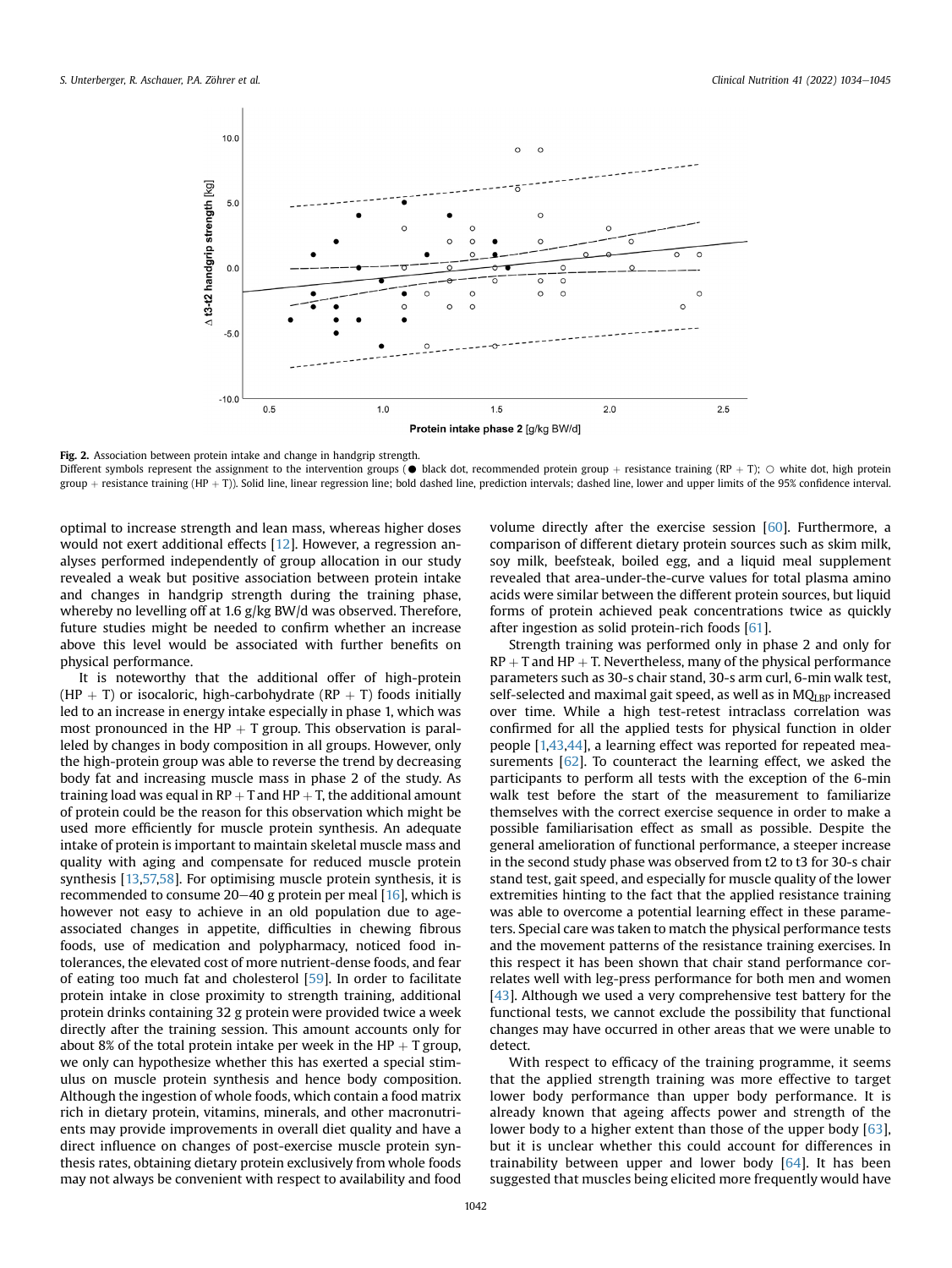**Fig. 2.** Association between protein intake and change in handgrip strength.
Different symbols represent the assignment to the intervention groups (● black dot, recommended protein group + resistance training (RP + T); ○ white dot, high protein group + resistance training (HP + T)). Solid line, linear regression line; bold dashed line, prediction intervals; dashed line, lower and upper limits of the 95% confidence interval.

optimal to increase strength and lean mass, whereas higher doses would not exert additional effects [12]. However, a regression analyses performed independently of group allocation in our study revealed a weak but positive association between protein intake and changes in handgrip strength during the training phase, whereby no levelling off at 1.6 g/kg BW/d was observed. Therefore, future studies might be needed to confirm whether an increase above this level would be associated with further benefits on physical performance.

It is noteworthy that the additional offer of high-protein (HP + T) or isocaloric, high-carbohydrate (RP + T) foods initially led to an increase in energy intake especially in phase 1, which was most pronounced in the HP + T group. This observation is paralleled by changes in body composition in all groups. However, only the high-protein group was able to reverse the trend by decreasing body fat and increasing muscle mass in phase 2 of the study. As training load was equal in RP + T and HP + T, the additional amount of protein could be the reason for this observation which might be used more efficiently for muscle protein synthesis. An adequate intake of protein is important to maintain skeletal muscle mass and quality with aging and compensate for reduced muscle protein synthesis [13,57,58]. For optimising muscle protein synthesis, it is recommended to consume 20–40 g protein per meal [16], which is however not easy to achieve in an old population due to age-associated changes in appetite, difficulties in chewing fibrous foods, use of medication and polypharmacy, noticed food intolerances, the elevated cost of more nutrient-dense foods, and fear of eating too much fat and cholesterol [59]. In order to facilitate protein intake in close proximity to strength training, additional protein drinks containing 32 g protein were provided twice a week directly after the training session. This amount accounts only for about 8% of the total protein intake per week in the HP + T group, we only can hypothesize whether this has exerted a special stimulus on muscle protein synthesis and hence body composition. Although the ingestion of whole foods, which contain a food matrix rich in dietary protein, vitamins, minerals, and other macronutrients may provide improvements in overall diet quality and have a direct influence on changes of post-exercise muscle protein synthesis rates, obtaining dietary protein exclusively from whole foods may not always be convenient with respect to availability and food volume directly after the exercise session [60]. Furthermore, a comparison of different dietary protein sources such as skim milk, soy milk, beefsteak, boiled egg, and a liquid meal supplement revealed that area-under-the-curve values for total plasma amino acids were similar between the different protein sources, but liquid forms of protein achieved peak concentrations twice as quickly after ingestion as solid protein-rich foods [61].

Strength training was performed only in phase 2 and only for RP + T and HP + T. Nevertheless, many of the physical performance parameters such as 30-s chair stand, 30-s arm curl, 6-min walk test, self-selected and maximal gait speed, as well as in $MQ_{LBP}$ increased over time. While a high test-retest intraclass correlation was confirmed for all the applied tests for physical function in older people [1,43,44], a learning effect was reported for repeated measurements [62]. To counteract the learning effect, we asked the participants to perform all tests with the exception of the 6-min walk test before the start of the measurement to familiarize themselves with the correct exercise sequence in order to make a possible familiarisation effect as small as possible. Despite the general amelioration of functional performance, a steeper increase in the second study phase was observed from t2 to t3 for 30-s chair stand test, gait speed, and especially for muscle quality of the lower extremities hinting to the fact that the applied resistance training was able to overcome a potential learning effect in these parameters. Special care was taken to match the physical performance tests and the movement patterns of the resistance training exercises. In this respect it has been shown that chair stand performance correlates well with leg-press performance for both men and women [43]. Although we used a very comprehensive test battery for the functional tests, we cannot exclude the possibility that functional changes may have occurred in other areas that we were unable to detect.

With respect to efficacy of the training programme, it seems that the applied strength training was more effective to target lower body performance than upper body performance. It is already known that ageing affects power and strength of the lower body to a higher extent than those of the upper body [63], but it is unclear whether this could account for differences in trainability between upper and lower body [64]. It has been suggested that muscles being elicited more frequently would have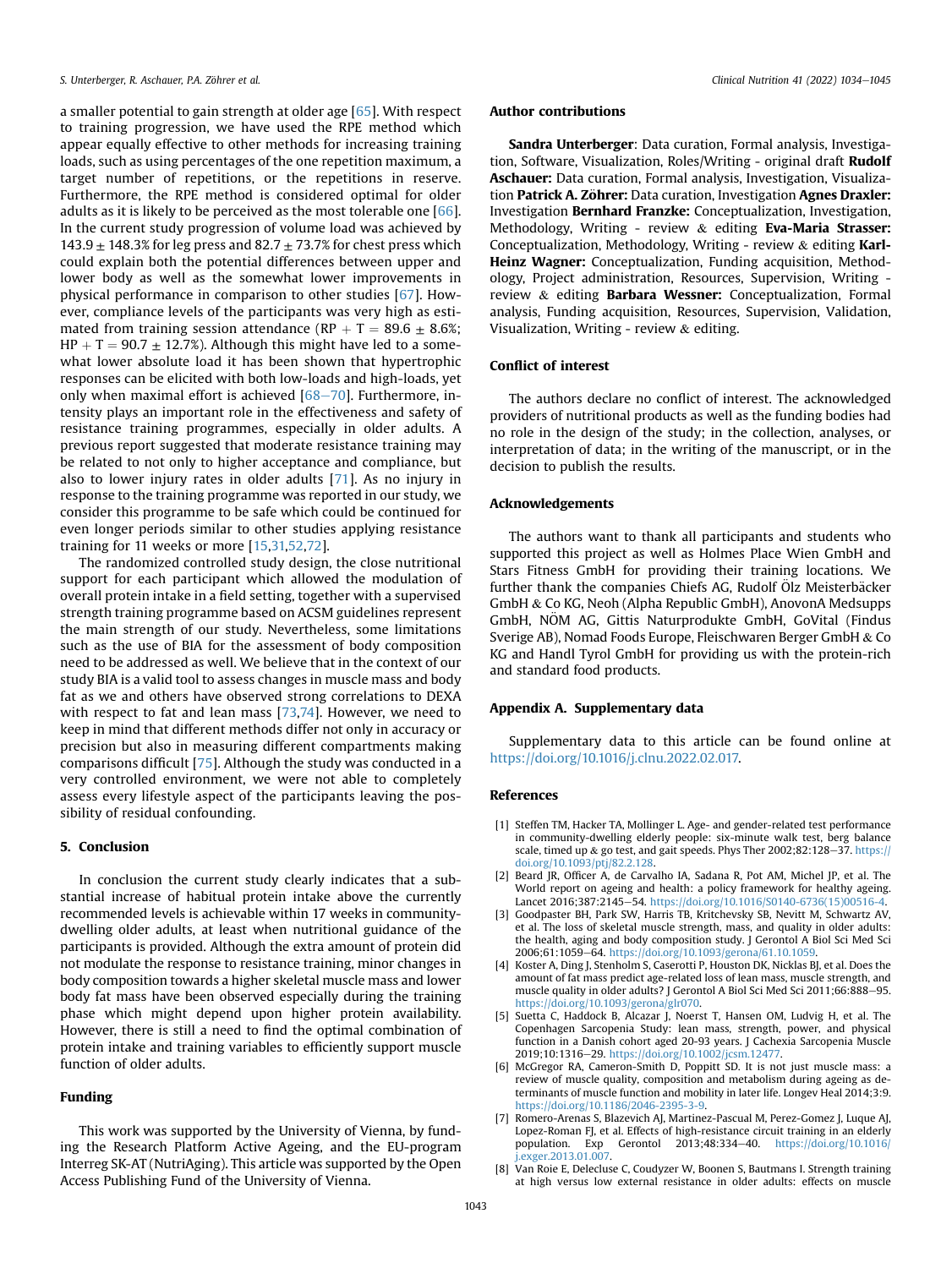a smaller potential to gain strength at older age [65]. With respect to training progression, we have used the RPE method which appear equally effective to other methods for increasing training loads, such as using percentages of the one repetition maximum, a target number of repetitions, or the repetitions in reserve. Furthermore, the RPE method is considered optimal for older adults as it is likely to be perceived as the most tolerable one [66]. In the current study progression of volume load was achieved by 143.9 ± 148.3% for leg press and 82.7 ± 73.7% for chest press which could explain both the potential differences between upper and lower body as well as the somewhat lower improvements in physical performance in comparison to other studies [67]. However, compliance levels of the participants was very high as estimated from training session attendance (RP + T = 89.6 ± 8.6%; HP + T = 90.7 ± 12.7%). Although this might have led to a somewhat lower absolute load it has been shown that hypertrophic responses can be elicited with both low-loads and high-loads, yet only when maximal effort is achieved [68–70]. Furthermore, intensity plays an important role in the effectiveness and safety of resistance training programmes, especially in older adults. A previous report suggested that moderate resistance training may be related to not only to higher acceptance and compliance, but also to lower injury rates in older adults [71]. As no injury in response to the training programme was reported in our study, we consider this programme to be safe which could be continued for even longer periods similar to other studies applying resistance training for 11 weeks or more [15,31,52,72].

The randomized controlled study design, the close nutritional support for each participant which allowed the modulation of overall protein intake in a field setting, together with a supervised strength training programme based on ACSM guidelines represent the main strength of our study. Nevertheless, some limitations such as the use of BIA for the assessment of body composition need to be addressed as well. We believe that in the context of our study BIA is a valid tool to assess changes in muscle mass and body fat as we and others have observed strong correlations to DEXA with respect to fat and lean mass [73,74]. However, we need to keep in mind that different methods differ not only in accuracy or precision but also in measuring different compartments making comparisons difficult [75]. Although the study was conducted in a very controlled environment, we were not able to completely assess every lifestyle aspect of the participants leaving the possibility of residual confounding.

## 5. Conclusion

In conclusion the current study clearly indicates that a substantial increase of habitual protein intake above the currently recommended levels is achievable within 17 weeks in community-dwelling older adults, at least when nutritional guidance of the participants is provided. Although the extra amount of protein did not modulate the response to resistance training, minor changes in body composition towards a higher skeletal muscle mass and lower body fat mass have been observed especially during the training phase which might depend upon higher protein availability. However, there is still a need to find the optimal combination of protein intake and training variables to efficiently support muscle function of older adults.

## Funding

This work was supported by the University of Vienna, by funding the Research Platform Active Ageing, and the EU-program Interreg SK-AT (NutriAging). This article was supported by the Open Access Publishing Fund of the University of Vienna.

## Author contributions

**Sandra Unterberger**: Data curation, Formal analysis, Investigation, Software, Visualization, Roles/Writing - original draft **Rudolf Aschauer:** Data curation, Formal analysis, Investigation, Visualization **Patrick A. Zöhrer:** Data curation, Investigation **Agnes Draxler:** Investigation **Bernhard Franzke:** Conceptualization, Investigation, Methodology, Writing - review & editing **Eva-Maria Strasser:** Conceptualization, Methodology, Writing - review & editing **Karl-Heinz Wagner:** Conceptualization, Funding acquisition, Methodology, Project administration, Resources, Supervision, Writing - review & editing **Barbara Wessner:** Conceptualization, Formal analysis, Funding acquisition, Resources, Supervision, Validation, Visualization, Writing - review & editing.

## Conflict of interest

The authors declare no conflict of interest. The acknowledged providers of nutritional products as well as the funding bodies had no role in the design of the study; in the collection, analyses, or interpretation of data; in the writing of the manuscript, or in the decision to publish the results.

## Acknowledgements

The authors want to thank all participants and students who supported this project as well as Holmes Place Wien GmbH and Stars Fitness GmbH for providing their training locations. We further thank the companies Chiefs AG, Rudolf Ölz Meisterbäcker GmbH & Co KG, Neoh (Alpha Republic GmbH), AnovonA Medsupps GmbH, NÖM AG, Gittis Naturprodukte GmbH, GoVital (Findus Sverige AB), Nomad Foods Europe, Fleischwaren Berger GmbH & Co KG and Handl Tyrol GmbH for providing us with the protein-rich and standard food products.

## Appendix A. Supplementary data

Supplementary data to this article can be found online at https://doi.org/10.1016/j.clnu.2022.02.017.

## References

[1] Steffen TM, Hacker TA, Mollinger L. Age- and gender-related test performance in community-dwelling elderly people: six-minute walk test, berg balance scale, timed up & go test, and gait speeds. Phys Ther 2002;82:128–37. https://doi.org/10.1093/ptj/82.2.128.

[2] Beard JR, Officer A, de Carvalho IA, Sadana R, Pot AM, Michel JP, et al. The World report on ageing and health: a policy framework for healthy ageing. Lancet 2016;387:2145–54. https://doi.org/10.1016/S0140-6736(15)00516-4.

[3] Goodpaster BH, Park SW, Harris TB, Kritchevsky SB, Nevitt M, Schwartz AV, et al. The loss of skeletal muscle strength, mass, and quality in older adults: the health, aging and body composition study. J Gerontol A Biol Sci Med Sci 2006;61:1059–64. https://doi.org/10.1093/gerona/61.10.1059.

[4] Koster A, Ding J, Stenholm S, Caserotti P, Houston DK, Nicklas BJ, et al. Does the amount of fat mass predict age-related loss of lean mass, muscle strength, and muscle quality in older adults? J Gerontol A Biol Sci Med Sci 2011;66:888–95. https://doi.org/10.1093/gerona/glr070.

[5] Suetta C, Haddock B, Alcazar J, Noerst T, Hansen OM, Ludvig H, et al. The Copenhagen Sarcopenia Study: lean mass, strength, power, and physical function in a Danish cohort aged 20-93 years. J Cachexia Sarcopenia Muscle 2019;10:1316–29. https://doi.org/10.1002/jcsm.12477.

[6] McGregor RA, Cameron-Smith D, Poppitt SD. It is not just muscle mass: a review of muscle quality, composition and metabolism during ageing as determinants of muscle function and mobility in later life. Longev Heal 2014;3:9. https://doi.org/10.1186/2046-2395-3-9.

[7] Romero-Arenas S, Blazevich AJ, Martinez-Pascual M, Perez-Gomez J, Luque AJ, Lopez-Roman FJ, et al. Effects of high-resistance circuit training in an elderly population. Exp Gerontol 2013;48:334–40. https://doi.org/10.1016/j.exger.2013.01.007.

[8] Van Roie E, Delecluse C, Coudyzer W, Boonen S, Bautmans I. Strength training at high versus low external resistance in older adults: effects on muscle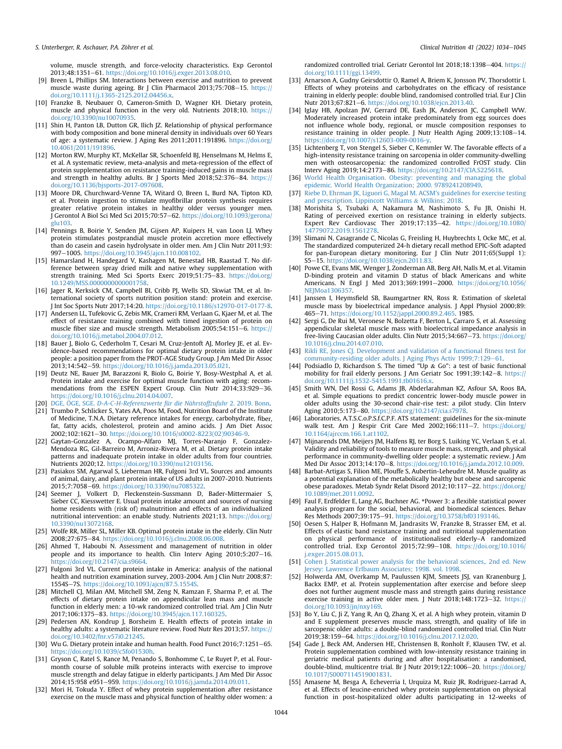volume, muscle strength, and force-velocity characteristics. Exp Gerontol 2013;48:1351–61. https://doi.org/10.1016/j.exger.2013.08.010.

[9] Breen L, Phillips SM. Interactions between exercise and nutrition to prevent muscle waste during ageing. Br J Clin Pharmacol 2013;75:708–15. https://doi.org/10.1111/j.1365-2125.2012.04456.x.

[10] Franzke B, Neubauer O, Cameron-Smith D, Wagner KH. Dietary protein, muscle and physical function in the very old. Nutrients 2018;10. https://doi.org/10.3390/nu10070935.

[11] Shin H, Panton LB, Dutton GR, Ilich JZ. Relationship of physical performance with body composition and bone mineral density in individuals over 60 Years of age: a systematic review. J Aging Res 2011;2011:191896. https://doi.org/10.4061/2011/191896.

[12] Morton RW, Murphy KT, McKellar SR, Schoenfeld BJ, Henselmans M, Helms E, et al. A systematic review, meta-analysis and meta-regression of the effect of protein supplementation on resistance training-induced gains in muscle mass and strength in healthy adults. Br J Sports Med 2018;52:376–84. https://doi.org/10.1136/bjsports-2017-097608.

[13] Moore DR, Churchward-Venne TA, Witard O, Breen L, Burd NA, Tipton KD, et al. Protein ingestion to stimulate myofibrillar protein synthesis requires greater relative protein intakes in healthy older versus younger men. J Gerontol A Biol Sci Med Sci 2015;70:57–62. https://doi.org/10.1093/gerona/glu103.

[14] Pennings B, Boirie Y, Senden JM, Gijsen AP, Kuipers H, van Loon LJ. Whey protein stimulates postprandial muscle protein accretion more effectively than do casein and casein hydrolysate in older men. Am J Clin Nutr 2011;93:997–1005. https://doi.org/10.3945/ajcn.110.008102.

[15] Hamarsland H, Handegard V, Kashagen M, Benestad HB, Raastad T. No difference between spray dried milk and native whey supplementation with strength training. Med Sci Sports Exerc 2019;51:75–83. https://doi.org/10.1249/MSS.0000000000001758.

[16] Jager R, Kerksick CM, Campbell BI, Cribb PJ, Wells SD, Skwiat TM, et al. International society of sports nutrition position stand: protein and exercise. J Int Soc Sports Nutr 2017;14:20. https://doi.org/10.1186/s12970-017-0177-8.

[17] Andersen LL, Tufekovic G, Zebis MK, Crameri RM, Verlaan G, Kjaer M, et al. The effect of resistance training combined with timed ingestion of protein on muscle fiber size and muscle strength. Metabolism 2005;54:151–6. https://doi.org/10.1016/j.metabol.2004.07.012.

[18] Bauer J, Biolo G, Cederholm T, Cesari M, Cruz-Jentoft AJ, Morley JE, et al. Evidence-based recommendations for optimal dietary protein intake in older people: a position paper from the PROT-AGE Study Group. J Am Med Dir Assoc 2013;14:542–59. https://doi.org/10.1016/j.jamda.2013.05.021.

[19] Deutz NE, Bauer JM, Barazzoni R, Biolo G, Boirie Y, Bosy-Westphal A, et al. Protein intake and exercise for optimal muscle function with aging: recommendations from the ESPEN Expert Group. Clin Nutr 2014;33:929–36. https://doi.org/10.1016/j.clnu.2014.04.007.

[20] DGE, ÖGE, SGE. *D-A-C-H-Referenzwerte für die Nährstoffzufuhr* 2. 2019. Bonn.

[21] Trumbo P, Schlicker S, Yates AA, Poos M, Food, Nutrition Board of the Institute of Medicine, T.N.A. Dietary reference intakes for energy, carbohydrate, fiber, fat, fatty acids, cholesterol, protein and amino acids. J Am Diet Assoc 2002;102:1621–30. https://doi.org/10.1016/s0002-8223(02)90346-9.

[22] Gaytan-Gonzalez A, Ocampo-Alfaro MJ, Torres-Naranjo F, Gonzalez-Mendoza RG, Gil-Barreiro M, Arroniz-Rivera M, et al. Dietary protein intake patterns and inadequate protein intake in older adults from four countries. Nutrients 2020;12. https://doi.org/10.3390/nu12103156.

[23] Pasiakos SM, Agarwal S, Lieberman HR, Fulgoni 3rd VL. Sources and amounts of animal, dairy, and plant protein intake of US adults in 2007-2010. Nutrients 2015;7:7058–69. https://doi.org/10.3390/nu7085322.

[24] Seemer J, Volkert D, Fleckenstein-Sussmann D, Bader-Mittermaier S, Sieber CC, Kiesswetter E. Usual protein intake amount and sources of nursing home residents with (risk of) malnutrition and effects of an individualized nutritional intervention: an enable study. Nutrients 2021;13. https://doi.org/10.3390/nu13072168.

[25] Wolfe RR, Miller SL, Miller KB. Optimal protein intake in the elderly. Clin Nutr 2008;27:675–84. https://doi.org/10.1016/j.clnu.2008.06.008.

[26] Ahmed T, Haboubi N. Assessment and management of nutrition in older people and its importance to health. Clin Interv Aging 2010;5:207–16. https://doi.org/10.2147/cia.s9664.

[27] Fulgoni 3rd VL. Current protein intake in America: analysis of the national health and nutrition examination survey, 2003-2004. Am J Clin Nutr 2008;87:1554S–7S. https://doi.org/10.1093/ajcn/87.5.1554S.

[28] Mitchell CJ, Milan AM, Mitchell SM, Zeng N, Ramzan F, Sharma P, et al. The effects of dietary protein intake on appendicular lean mass and muscle function in elderly men: a 10-wk randomized controlled trial. Am J Clin Nutr 2017;106:1375–83. https://doi.org/10.3945/ajcn.117.160325.

[29] Pedersen AN, Kondrup J, Borsheim E. Health effects of protein intake in healthy adults: a systematic literature review. Food Nutr Res 2013;57. https://doi.org/10.3402/fnr.v57i0.21245.

[30] Wu G. Dietary protein intake and human health. Food Funct 2016;7:1251–65. https://doi.org/10.1039/c5fo01530h.

[31] Gryson C, Ratel S, Rance M, Penando S, Bonhomme C, Le Ruyet P, et al. Four-month course of soluble milk proteins interacts with exercise to improve muscle strength and delay fatigue in elderly participants. J Am Med Dir Assoc 2014;15:958 e951–959. https://doi.org/10.1016/j.jamda.2014.09.011.

[32] Mori H, Tokuda Y. Effect of whey protein supplementation after resistance exercise on the muscle mass and physical function of healthy older women: a randomized controlled trial. Geriatr Gerontol Int 2018;18:1398–404. https://doi.org/10.1111/ggi.13499.

[33] Arnarson A, Gudny Geirsdottir O, Ramel A, Briem K, Jonsson PV, Thorsdottir I. Effects of whey proteins and carbohydrates on the efficacy of resistance training in elderly people: double blind, randomised controlled trial. Eur J Clin Nutr 2013;67:821–6. https://doi.org/10.1038/ejcn.2013.40.

[34] Iglay HB, Apolzan JW, Gerrard DE, Eash JK, Anderson JC, Campbell WW. Moderately increased protein intake predominately from egg sources does not influence whole body, regional, or muscle composition responses to resistance training in older people. J Nutr Health Aging 2009;13:108–14. https://doi.org/10.1007/s12603-009-0016-y.

[35] Lichtenberg T, von Stengel S, Sieber C, Kemmler W. The favorable effects of a high-intensity resistance training on sarcopenia in older community-dwelling men with osteosarcopenia: the randomized controlled FrOST study. Clin Interv Aging 2019;14:2173–86. https://doi.org/10.2147/CIA.S225618.

[36] World Health Organisation. Obesity: preventing and managing the global epidemic. World Health Organization; 2000. 9789241208949.

[37] Riebe D, Ehrman JK, Liguori G, Magal M. ACSM's guidelines for exercise testing and prescription. Lippincott Williams & Wilkins; 2018.

[38] Morishita S, Tsubaki A, Nakamura M, Nashimoto S, Fu JB, Onishi H. Rating of perceived exertion on resistance training in elderly subjects. Expert Rev Cardiovasc Ther 2019;17:135–42. https://doi.org/10.1080/14779072.2019.1561278.

[39] Slimani N, Casagrande C, Nicolas G, Freisling H, Huybrechts I, Ocke MC, et al. The standardized computerized 24-h dietary recall method EPIC-Soft adapted for pan-European dietary monitoring. Eur J Clin Nutr 2011;65(Suppl 1):S5–15. https://doi.org/10.1038/ejcn.2011.83.

[40] Powe CE, Evans MK, Wenger J, Zonderman AB, Berg AH, Nalls M, et al. Vitamin D-binding protein and vitamin D status of black Americans and white Americans. N Engl J Med 2013;369:1991–2000. https://doi.org/10.1056/NEJMoa1306357.

[41] Janssen I, Heymsfield SB, Baumgartner RN, Ross R. Estimation of skeletal muscle mass by bioelectrical impedance analysis. J Appl Physiol 2000;89:465–71. https://doi.org/10.1152/jappl.2000.89.2.465. 1985.

[42] Sergi G, De Rui M, Veronese N, Bolzetta F, Berton L, Carraro S, et al. Assessing appendicular skeletal muscle mass with bioelectrical impedance analysis in free-living Caucasian older adults. Clin Nutr 2015;34:667–73. https://doi.org/10.1016/j.clnu.2014.07.010.

[43] Rikli RE, Jones CJ. Development and validation of a functional fitness test for community-residing older adults. J Aging Phys Activ 1999;7:129–61.

[44] Podsiadlo D, Richardson S. The timed "Up & Go": a test of basic functional mobility for frail elderly persons. J Am Geriatr Soc 1991;39:142–8. https://doi.org/10.1111/j.1532-5415.1991.tb01616.x.

[45] Smith WN, Del Rossi G, Adams JB, Abderlarahman KZ, Asfour SA, Roos BA, et al. Simple equations to predict concentric lower-body muscle power in older adults using the 30-second chair-rise test: a pilot study. Clin Interv Aging 2010;5:173–80. https://doi.org/10.2147/cia.s7978.

[46] Laboratories, A.T.S.C.o.P.S.f.C.P.F. ATS statement: guidelines for the six-minute walk test. Am J Respir Crit Care Med 2002;166:111–7. https://doi.org/10.1164/ajrccm.166.1.at1102.

[47] Mijnarends DM, Meijers JM, Halfens RJ, ter Borg S, Luiking YC, Verlaan S, et al. Validity and reliability of tools to measure muscle mass, strength, and physical performance in community-dwelling older people: a systematic review. J Am Med Dir Assoc 2013;14:170–8. https://doi.org/10.1016/j.jamda.2012.10.009.

[48] Barbat-Artigas S, Filion ME, Plouffe S, Aubertin-Leheudre M. Muscle quality as a potential explanation of the metabolically healthy but obese and sarcopenic obese paradoxes. Metab Syndr Relat Disord 2012;10:117–22. https://doi.org/10.1089/met.2011.0092.

[49] Faul F, Erdfelder E, Lang AG, Buchner AG. *Power 3: a flexible statistical power analysis program for the social, behavioral, and biomedical sciences. Behav Res Methods 2007;39:175–91. https://doi.org/10.3758/bf03193146.

[50] Oesen S, Halper B, Hofmann M, Jandrasits W, Franzke B, Strasser EM, et al. Effects of elastic band resistance training and nutritional supplementation on physical performance of institutionalised elderly–A randomized controlled trial. Exp Gerontol 2015;72:99–108. https://doi.org/10.1016/j.exger.2015.08.013.

[51] Cohen J. Statistical power analysis for the behavioral sciences,. 2nd ed. New Jersey: Lawrence Erlbaum Associates; 1998. vol. 1998.

[52] Holwerda AM, Overkamp M, Paulussen KJM, Smeets JSJ, van Kranenburg J, Backx EMP, et al. Protein supplementation after exercise and before sleep does not further augment muscle mass and strength gains during resistance exercise training in active older men. J Nutr 2018;148:1723–32. https://doi.org/10.1093/jn/nxy169.

[53] Bo Y, Liu C, Ji Z, Yang R, An Q, Zhang X, et al. A high whey protein, vitamin D and E supplement preserves muscle mass, strength, and quality of life in sarcopenic older adults: a double-blind randomized controlled trial. Clin Nutr 2019;38:159–64. https://doi.org/10.1016/j.clnu.2017.12.020.

[54] Gade J, Beck AM, Andersen HE, Christensen B, Ronholt F, Klausen TW, et al. Protein supplementation combined with low-intensity resistance training in geriatric medical patients during and after hospitalisation: a randomised, double-blind, multicentre trial. Br J Nutr 2019;122:1006–20. https://doi.org/10.1017/S0007114519001831.

[55] Amasene M, Besga A, Echeverria I, Urquiza M, Ruiz JR, Rodriguez-Larrad A, et al. Effects of leucine-enriched whey protein supplementation on physical function in post-hospitalized older adults participating in 12-weeks of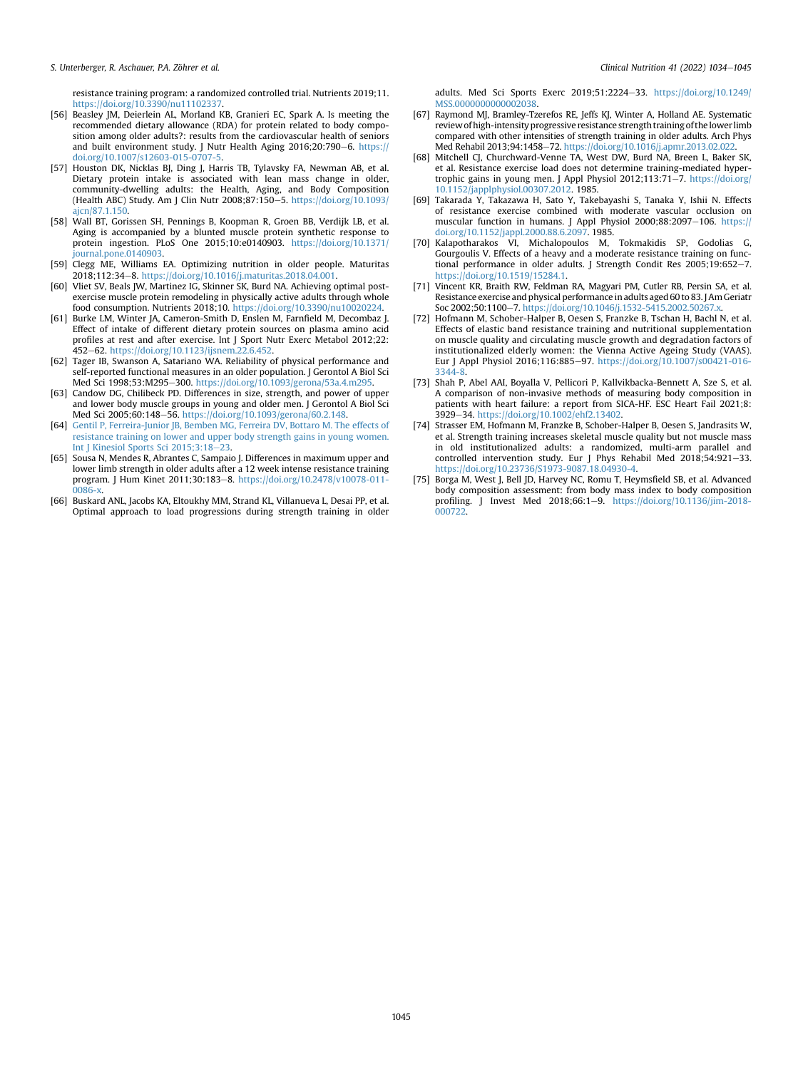resistance training program: a randomized controlled trial. Nutrients 2019;11. https://doi.org/10.3390/nu11102337.

[56] Beasley JM, Deierlein AL, Morland KB, Granieri EC, Spark A. Is meeting the recommended dietary allowance (RDA) for protein related to body composition among older adults?: results from the cardiovascular health of seniors and built environment study. J Nutr Health Aging 2016;20:790–6. https://doi.org/10.1007/s12603-015-0707-5.

[57] Houston DK, Nicklas BJ, Ding J, Harris TB, Tylavsky FA, Newman AB, et al. Dietary protein intake is associated with lean mass change in older, community-dwelling adults: the Health, Aging, and Body Composition (Health ABC) Study. Am J Clin Nutr 2008;87:150–5. https://doi.org/10.1093/ajcn/87.1.150.

[58] Wall BT, Gorissen SH, Pennings B, Koopman R, Groen BB, Verdijk LB, et al. Aging is accompanied by a blunted muscle protein synthetic response to protein ingestion. PLoS One 2015;10:e0140903. https://doi.org/10.1371/journal.pone.0140903.

[59] Clegg ME, Williams EA. Optimizing nutrition in older people. Maturitas 2018;112:34–8. https://doi.org/10.1016/j.maturitas.2018.04.001.

[60] Vliet SV, Beals JW, Martinez IG, Skinner SK, Burd NA. Achieving optimal post-exercise muscle protein remodeling in physically active adults through whole food consumption. Nutrients 2018;10. https://doi.org/10.3390/nu10020224.

[61] Burke LM, Winter JA, Cameron-Smith D, Enslen M, Farnfield M, Decombaz J. Effect of intake of different dietary protein sources on plasma amino acid profiles at rest and after exercise. Int J Sport Nutr Exerc Metabol 2012;22: 452–62. https://doi.org/10.1123/ijsnem.22.6.452.

[62] Tager IB, Swanson A, Satariano WA. Reliability of physical performance and self-reported functional measures in an older population. J Gerontol A Biol Sci Med Sci 1998;53:M295–300. https://doi.org/10.1093/gerona/53a.4.m295.

[63] Candow DG, Chilibeck PD. Differences in size, strength, and power of upper and lower body muscle groups in young and older men. J Gerontol A Biol Sci Med Sci 2005;60:148–56. https://doi.org/10.1093/gerona/60.2.148.

[64] Gentil P, Ferreira-Junior JB, Bemben MG, Ferreira DV, Bottaro M. The effects of resistance training on lower and upper body strength gains in young women. Int J Kinesiol Sports Sci 2015;3:18–23.

[65] Sousa N, Mendes R, Abrantes C, Sampaio J. Differences in maximum upper and lower limb strength in older adults after a 12 week intense resistance training program. J Hum Kinet 2011;30:183–8. https://doi.org/10.2478/v10078-011-0086-x.

[66] Buskard ANL, Jacobs KA, Eltoukhy MM, Strand KL, Villanueva L, Desai PP, et al. Optimal approach to load progressions during strength training in older adults. Med Sci Sports Exerc 2019;51:2224–33. https://doi.org/10.1249/MSS.0000000000002038.

[67] Raymond MJ, Bramley-Tzerefos RE, Jeffs KJ, Winter A, Holland AE. Systematic review of high-intensity progressive resistance strength training of the lower limb compared with other intensities of strength training in older adults. Arch Phys Med Rehabil 2013;94:1458–72. https://doi.org/10.1016/j.apmr.2013.02.022.

[68] Mitchell CJ, Churchward-Venne TA, West DW, Burd NA, Breen L, Baker SK, et al. Resistance exercise load does not determine training-mediated hypertrophic gains in young men. J Appl Physiol 2012;113:71–7. https://doi.org/10.1152/japplphysiol.00307.2012. 1985.

[69] Takarada Y, Takazawa H, Sato Y, Takebayashi S, Tanaka Y, Ishii N. Effects of resistance exercise combined with moderate vascular occlusion on muscular function in humans. J Appl Physiol 2000;88:2097–106. https://doi.org/10.1152/jappl.2000.88.6.2097. 1985.

[70] Kalapotharakos VI, Michalopoulos M, Tokmakidis SP, Godolias G, Gourgoulis V. Effects of a heavy and a moderate resistance training on functional performance in older adults. J Strength Condit Res 2005;19:652–7. https://doi.org/10.1519/15284.1.

[71] Vincent KR, Braith RW, Feldman RA, Magyari PM, Cutler RB, Persin SA, et al. Resistance exercise and physical performance in adults aged 60 to 83. J Am Geriatr Soc 2002;50:1100–7. https://doi.org/10.1046/j.1532-5415.2002.50267.x.

[72] Hofmann M, Schober-Halper B, Oesen S, Franzke B, Tschan H, Bachl N, et al. Effects of elastic band resistance training and nutritional supplementation on muscle quality and circulating muscle growth and degradation factors of institutionalized elderly women: the Vienna Active Ageing Study (VAAS). Eur J Appl Physiol 2016;116:885–97. https://doi.org/10.1007/s00421-016-3344-8.

[73] Shah P, Abel AAI, Boyalla V, Pellicori P, Kallvikbacka-Bennett A, Sze S, et al. A comparison of non-invasive methods of measuring body composition in patients with heart failure: a report from SICA-HF. ESC Heart Fail 2021;8: 3929–34. https://doi.org/10.1002/ehf2.13402.

[74] Strasser EM, Hofmann M, Franzke B, Schober-Halper B, Oesen S, Jandrasits W, et al. Strength training increases skeletal muscle quality but not muscle mass in old institutionalized adults: a randomized, multi-arm parallel and controlled intervention study. Eur J Phys Rehabil Med 2018;54:921–33. https://doi.org/10.23736/S1973-9087.18.04930-4.

[75] Borga M, West J, Bell JD, Harvey NC, Romu T, Heymsfield SB, et al. Advanced body composition assessment: from body mass index to body composition profiling. J Invest Med 2018;66:1–9. https://doi.org/10.1136/jim-2018-000722.